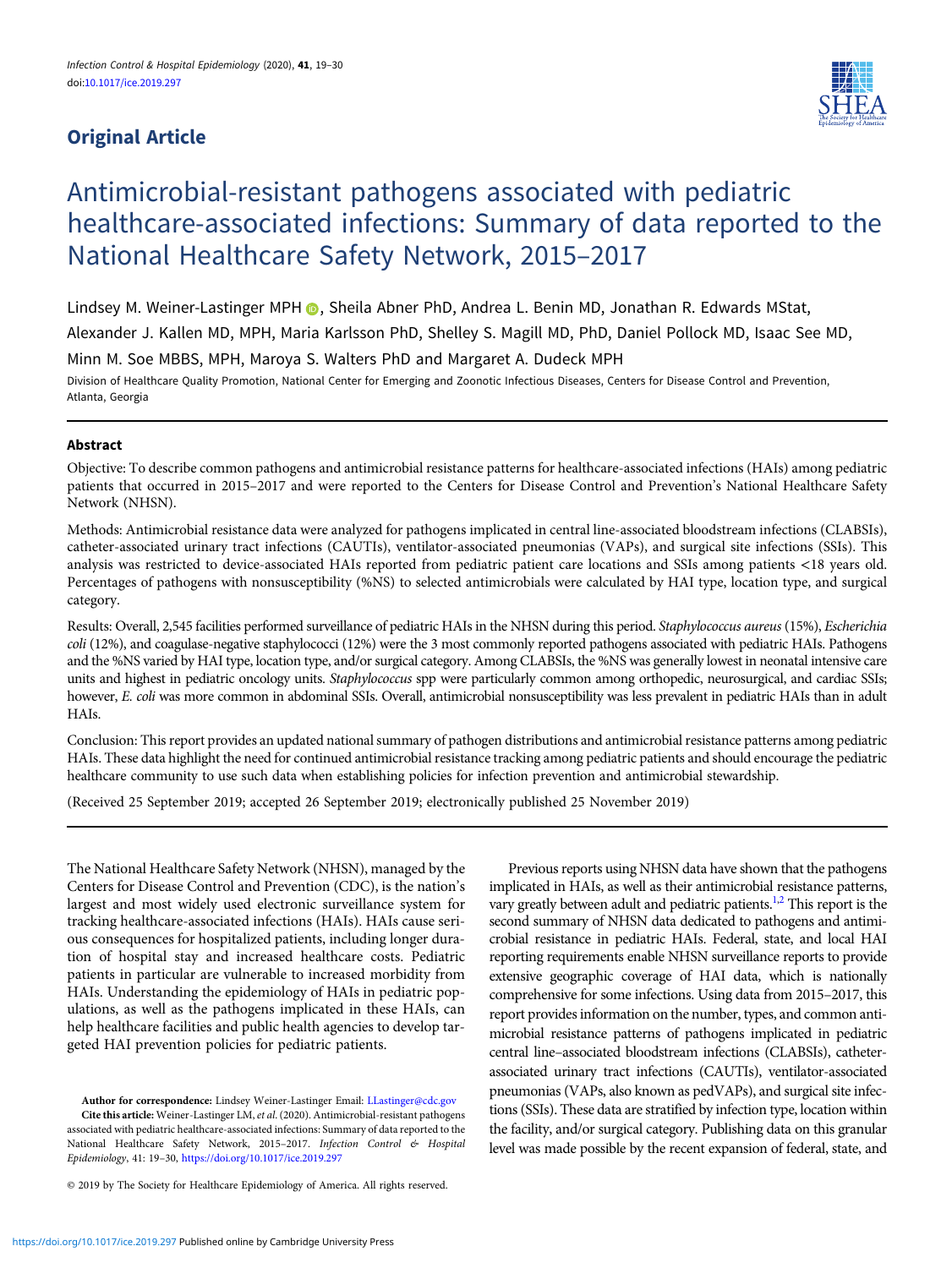## Original Article

# Antimicrobial-resistant pathogens associated with pediatric healthcare-associated infections: Summary of data reported to the National Healthcare Safety Network, 2015–2017

Lindsey M. Weiner-Lastinger MPH, Sheila Abner PhD, Andrea L. Benin MD, Jonathan R. Edwards MStat, Alexander J. Kallen MD, MPH, Maria Karlsson PhD, Shelley S. Magill MD, PhD, Daniel Pollock MD, Isaac See MD, Minn M. Soe MBBS, MPH, Maroya S. Walters PhD and Margaret A. Dudeck MPH

Division of Healthcare Quality Promotion, National Center for Emerging and Zoonotic Infectious Diseases, Centers for Disease Control and Prevention, Atlanta, Georgia

### Abstract

Objective: To describe common pathogens and antimicrobial resistance patterns for healthcare-associated infections (HAIs) among pediatric patients that occurred in 2015–2017 and were reported to the Centers for Disease Control and Prevention's National Healthcare Safety Network (NHSN).

Methods: Antimicrobial resistance data were analyzed for pathogens implicated in central line-associated bloodstream infections (CLABSIs), catheter-associated urinary tract infections (CAUTIs), ventilator-associated pneumonias (VAPs), and surgical site infections (SSIs). This analysis was restricted to device-associated HAIs reported from pediatric patient care locations and SSIs among patients <18 years old. Percentages of pathogens with nonsusceptibility (%NS) to selected antimicrobials were calculated by HAI type, location type, and surgical category.

Results: Overall, 2,545 facilities performed surveillance of pediatric HAIs in the NHSN during this period. *Staphylococcus aureus* (15%), *Escherichia coli* (12%), and coagulase-negative staphylococci (12%) were the 3 most commonly reported pathogens associated with pediatric HAIs. Pathogens and the %NS varied by HAI type, location type, and/or surgical category. Among CLABSIs, the %NS was generally lowest in neonatal intensive care units and highest in pediatric oncology units. *Staphylococcus* spp were particularly common among orthopedic, neurosurgical, and cardiac SSIs; however, *E. coli* was more common in abdominal SSIs. Overall, antimicrobial nonsusceptibility was less prevalent in pediatric HAIs than in adult HAIs.

Conclusion: This report provides an updated national summary of pathogen distributions and antimicrobial resistance patterns among pediatric HAIs. These data highlight the need for continued antimicrobial resistance tracking among pediatric patients and should encourage the pediatric healthcare community to use such data when establishing policies for infection prevention and antimicrobial stewardship.

(Received 25 September 2019; accepted 26 September 2019; electronically published 25 November 2019)

The National Healthcare Safety Network (NHSN), managed by the Centers for Disease Control and Prevention (CDC), is the nation's largest and most widely used electronic surveillance system for tracking healthcare-associated infections (HAIs). HAIs cause serious consequences for hospitalized patients, including longer duration of hospital stay and increased healthcare costs. Pediatric patients in particular are vulnerable to increased morbidity from HAIs. Understanding the epidemiology of HAIs in pediatric populations, as well as the pathogens implicated in these HAIs, can help healthcare facilities and public health agencies to develop targeted HAI prevention policies for pediatric patients.

Previous reports using NHSN data have shown that the pathogens implicated in HAIs, as well as their antimicrobial resistance patterns, vary greatly between adult and pediatric patients.[1,2] This report is the second summary of NHSN data dedicated to pathogens and antimicrobial resistance in pediatric HAIs. Federal, state, and local HAI reporting requirements enable NHSN surveillance reports to provide extensive geographic coverage of HAI data, which is nationally comprehensive for some infections. Using data from 2015–2017, this report provides information on the number, types, and common antimicrobial resistance patterns of pathogens implicated in pediatric central line–associated bloodstream infections (CLABSIs), catheter-associated urinary tract infections (CAUTIs), ventilator-associated pneumonias (VAPs, also known as pedVAPs), and surgical site infections (SSIs). These data are stratified by infection type, location within the facility, and/or surgical category. Publishing data on this granular level was made possible by the recent expansion of federal, state, and

**Author for correspondence:** Lindsey Weiner-Lastinger Email: LLastinger@cdc.gov

**Cite this article:** Weiner-Lastinger LM, *et al.* (2020). Antimicrobial-resistant pathogens associated with pediatric healthcare-associated infections: Summary of data reported to the National Healthcare Safety Network, 2015–2017. *Infection Control & Hospital Epidemiology*, 41: 19–30, https://doi.org/10.1017/ice.2019.297

© 2019 by The Society for Healthcare Epidemiology of America. All rights reserved.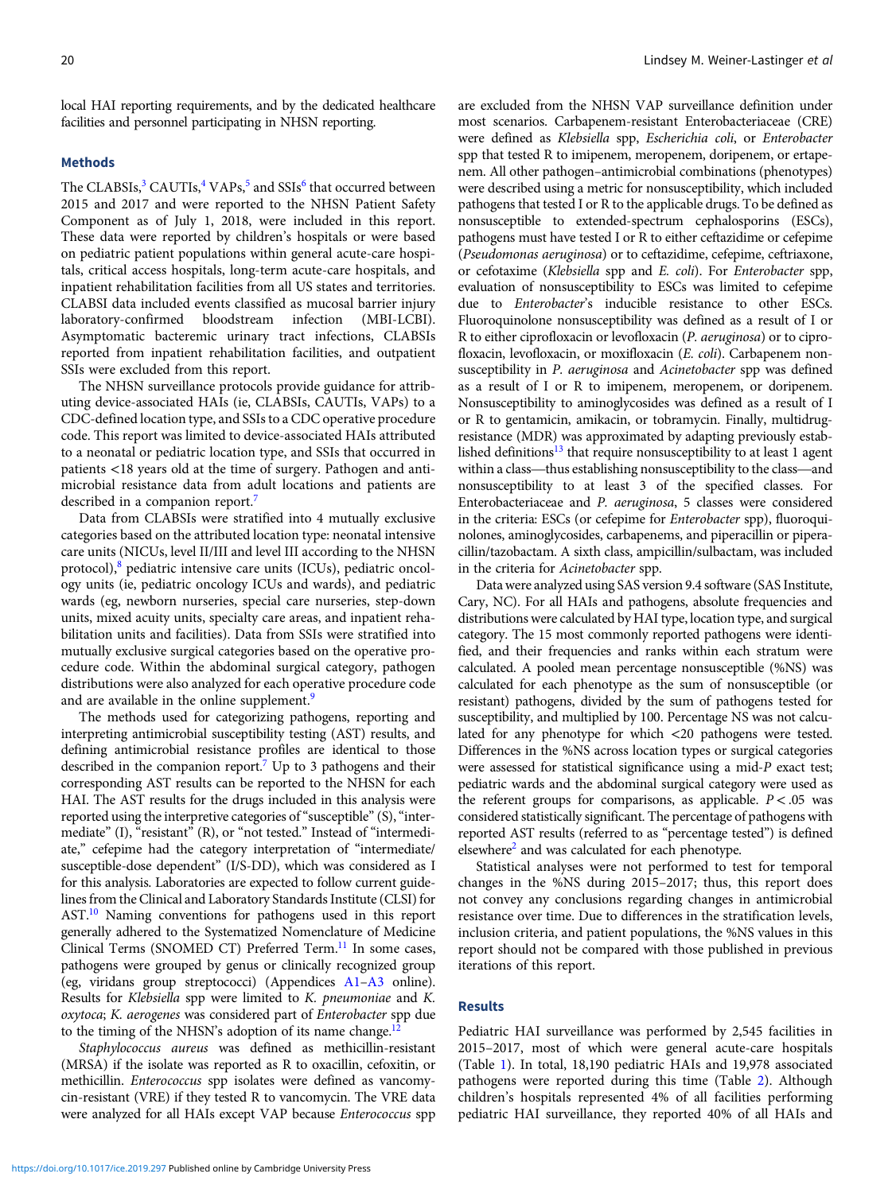local HAI reporting requirements, and by the dedicated healthcare facilities and personnel participating in NHSN reporting.

## Methods

The CLABSIs,[3] CAUTIs,[4] VAPs,[5] and SSIs[6] that occurred between 2015 and 2017 and were reported to the NHSN Patient Safety Component as of July 1, 2018, were included in this report. These data were reported by children's hospitals or were based on pediatric patient populations within general acute-care hospitals, critical access hospitals, long-term acute-care hospitals, and inpatient rehabilitation facilities from all US states and territories. CLABSI data included events classified as mucosal barrier injury laboratory-confirmed bloodstream infection (MBI-LCBI). Asymptomatic bacteremic urinary tract infections, CLABSIs reported from inpatient rehabilitation facilities, and outpatient SSIs were excluded from this report.

The NHSN surveillance protocols provide guidance for attributing device-associated HAIs (ie, CLABSIs, CAUTIs, VAPs) to a CDC-defined location type, and SSIs to a CDC operative procedure code. This report was limited to device-associated HAIs attributed to a neonatal or pediatric location type, and SSIs that occurred in patients <18 years old at the time of surgery. Pathogen and antimicrobial resistance data from adult locations and patients are described in a companion report.[7]

Data from CLABSIs were stratified into 4 mutually exclusive categories based on the attributed location type: neonatal intensive care units (NICUs, level II/III and level III according to the NHSN protocol),[8] pediatric intensive care units (ICUs), pediatric oncology units (ie, pediatric oncology ICUs and wards), and pediatric wards (eg, newborn nurseries, special care nurseries, step-down units, mixed acuity units, specialty care areas, and inpatient rehabilitation units and facilities). Data from SSIs were stratified into mutually exclusive surgical categories based on the operative procedure code. Within the abdominal surgical category, pathogen distributions were also analyzed for each operative procedure code and are available in the online supplement.[9]

The methods used for categorizing pathogens, reporting and interpreting antimicrobial susceptibility testing (AST) results, and defining antimicrobial resistance profiles are identical to those described in the companion report.[7] Up to 3 pathogens and their corresponding AST results can be reported to the NHSN for each HAI. The AST results for the drugs included in this analysis were reported using the interpretive categories of "susceptible" (S), "intermediate" (I), "resistant" (R), or "not tested." Instead of "intermediate," cefepime had the category interpretation of "intermediate/susceptible-dose dependent" (I/S-DD), which was considered as I for this analysis. Laboratories are expected to follow current guidelines from the Clinical and Laboratory Standards Institute (CLSI) for AST.[10] Naming conventions for pathogens used in this report generally adhered to the Systematized Nomenclature of Medicine Clinical Terms (SNOMED CT) Preferred Term.[11] In some cases, pathogens were grouped by genus or clinically recognized group (eg, viridans group streptococci) (Appendices A1–A3 online). Results for *Klebsiella* spp were limited to *K. pneumoniae* and *K. oxytoca*; *K. aerogenes* was considered part of *Enterobacter* spp due to the timing of the NHSN's adoption of its name change.[12]

*Staphylococcus aureus* was defined as methicillin-resistant (MRSA) if the isolate was reported as R to oxacillin, cefoxitin, or methicillin. *Enterococcus* spp isolates were defined as vancomycin-resistant (VRE) if they tested R to vancomycin. The VRE data were analyzed for all HAIs except VAP because *Enterococcus* spp are excluded from the NHSN VAP surveillance definition under most scenarios. Carbapenem-resistant Enterobacteriaceae (CRE) were defined as *Klebsiella* spp, *Escherichia coli*, or *Enterobacter* spp that tested R to imipenem, meropenem, doripenem, or ertapenem. All other pathogen–antimicrobial combinations (phenotypes) were described using a metric for nonsusceptibility, which included pathogens that tested I or R to the applicable drugs. To be defined as nonsusceptible to extended-spectrum cephalosporins (ESCs), pathogens must have tested I or R to either ceftazidime or cefepime (*Pseudomonas aeruginosa*) or to ceftazidime, cefepime, ceftriaxone, or cefotaxime (*Klebsiella* spp and *E. coli*). For *Enterobacter* spp, evaluation of nonsusceptibility to ESCs was limited to cefepime due to *Enterobacter*'s inducible resistance to other ESCs. Fluoroquinolone nonsusceptibility was defined as a result of I or R to either ciprofloxacin or levofloxacin (*P. aeruginosa*) or to ciprofloxacin, levofloxacin, or moxifloxacin (*E. coli*). Carbapenem nonsusceptibility in *P. aeruginosa* and *Acinetobacter* spp was defined as a result of I or R to imipenem, meropenem, or doripenem. Nonsusceptibility to aminoglycosides was defined as a result of I or R to gentamicin, amikacin, or tobramycin. Finally, multidrug-resistance (MDR) was approximated by adapting previously established definitions[13] that require nonsusceptibility to at least 1 agent within a class—thus establishing nonsusceptibility to the class—and nonsusceptibility to at least 3 of the specified classes. For Enterobacteriaceae and *P. aeruginosa*, 5 classes were considered in the criteria: ESCs (or cefepime for *Enterobacter* spp), fluoroquinolones, aminoglycosides, carbapenems, and piperacillin or piperacillin/tazobactam. A sixth class, ampicillin/sulbactam, was included in the criteria for *Acinetobacter* spp.

Data were analyzed using SAS version 9.4 software (SAS Institute, Cary, NC). For all HAIs and pathogens, absolute frequencies and distributions were calculated by HAI type, location type, and surgical category. The 15 most commonly reported pathogens were identified, and their frequencies and ranks within each stratum were calculated. A pooled mean percentage nonsusceptible (%NS) was calculated for each phenotype as the sum of nonsusceptible (or resistant) pathogens, divided by the sum of pathogens tested for susceptibility, and multiplied by 100. Percentage NS was not calculated for any phenotype for which <20 pathogens were tested. Differences in the %NS across location types or surgical categories were assessed for statistical significance using a mid-*P* exact test; pediatric wards and the abdominal surgical category were used as the referent groups for comparisons, as applicable. $P < .05$ was considered statistically significant. The percentage of pathogens with reported AST results (referred to as "percentage tested") is defined elsewhere[2] and was calculated for each phenotype.

Statistical analyses were not performed to test for temporal changes in the %NS during 2015–2017; thus, this report does not convey any conclusions regarding changes in antimicrobial resistance over time. Due to differences in the stratification levels, inclusion criteria, and patient populations, the %NS values in this report should not be compared with those published in previous iterations of this report.

## Results

Pediatric HAI surveillance was performed by 2,545 facilities in 2015–2017, most of which were general acute-care hospitals (Table 1). In total, 18,190 pediatric HAIs and 19,978 associated pathogens were reported during this time (Table 2). Although children's hospitals represented 4% of all facilities performing pediatric HAI surveillance, they reported 40% of all HAIs and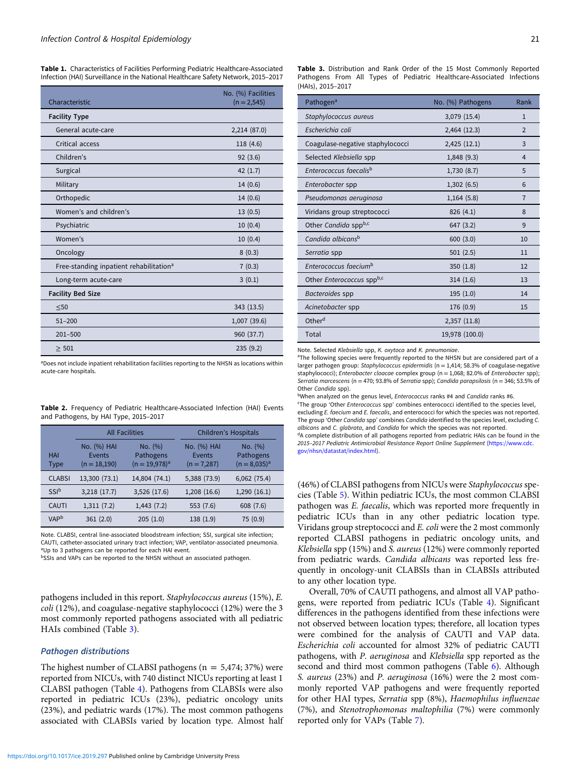**Table 1.** Characteristics of Facilities Performing Pediatric Healthcare-Associated Infection (HAI) Surveillance in the National Healthcare Safety Network, 2015–2017

| Characteristic | No. (%) Facilities (n = 2,545) |
|---|---|
| **Facility Type** | |
| General acute-care | 2,214 (87.0) |
| Critical access | 118 (4.6) |
| Children's | 92 (3.6) |
| Surgical | 42 (1.7) |
| Military | 14 (0.6) |
| Orthopedic | 14 (0.6) |
| Women's and children's | 13 (0.5) |
| Psychiatric | 10 (0.4) |
| Women's | 10 (0.4) |
| Oncology | 8 (0.3) |
| Free-standing inpatient rehabilitation[a] | 7 (0.3) |
| Long-term acute-care | 3 (0.1) |
| **Facility Bed Size** | |
| ≤50 | 343 (13.5) |
| 51–200 | 1,007 (39.6) |
| 201–500 | 960 (37.7) |
| ≥ 501 | 235 (9.2) |

[a]Does not include inpatient rehabilitation facilities reporting to the NHSN as locations within acute-care hospitals.

**Table 2.** Frequency of Pediatric Healthcare-Associated Infection (HAI) Events and Pathogens, by HAI Type, 2015–2017

| | All Facilities | | Children's Hospitals | |
|---|---|---|---|---|
| HAI Type | No. (%) HAI Events (n = 18,190) | No. (%) Pathogens (n = 19,978)[a] | No. (%) HAI Events (n = 7,287) | No. (%) Pathogens (n = 8,035)[a] |
| CLABSI | 13,300 (73.1) | 14,804 (74.1) | 5,388 (73.9) | 6,062 (75.4) |
| SSI[b] | 3,218 (17.7) | 3,526 (17.6) | 1,208 (16.6) | 1,290 (16.1) |
| CAUTI | 1,311 (7.2) | 1,443 (7.2) | 553 (7.6) | 608 (7.6) |
| VAP[b] | 361 (2.0) | 205 (1.0) | 138 (1.9) | 75 (0.9) |

Note. CLABSI, central line-associated bloodstream infection; SSI, surgical site infection; CAUTI, catheter-associated urinary tract infection; VAP, ventilator-associated pneumonia.
[a]Up to 3 pathogens can be reported for each HAI event.
[b]SSIs and VAPs can be reported to the NHSN without an associated pathogen.

pathogens included in this report. *Staphylococcus aureus* (15%), *E. coli* (12%), and coagulase-negative staphylococci (12%) were the 3 most commonly reported pathogens associated with all pediatric HAIs combined (Table 3).

### Pathogen distributions

The highest number of CLABSI pathogens (n = 5,474; 37%) were reported from NICUs, with 740 distinct NICUs reporting at least 1 CLABSI pathogen (Table 4). Pathogens from CLABSIs were also reported in pediatric ICUs (23%), pediatric oncology units (23%), and pediatric wards (17%). The most common pathogens associated with CLABSIs varied by location type. Almost half (46%) of CLABSI pathogens from NICUs were *Staphylococcus* species (Table 5). Within pediatric ICUs, the most common CLABSI pathogen was *E. faecalis*, which was reported more frequently in pediatric ICUs than in any other pediatric location type. Viridans group streptococci and *E. coli* were the 2 most commonly reported CLABSI pathogens in pediatric oncology units, and *Klebsiella* spp (15%) and *S. aureus* (12%) were commonly reported from pediatric wards. *Candida albicans* was reported less frequently in oncology-unit CLABSIs than in CLABSIs attributed to any other location type.

Overall, 70% of CAUTI pathogens, and almost all VAP pathogens, were reported from pediatric ICUs (Table 4). Significant differences in the pathogens identified from these infections were not observed between location types; therefore, all location types were combined for the analysis of CAUTI and VAP data. *Escherichia coli* accounted for almost 32% of pediatric CAUTI pathogens, with *P. aeruginosa* and *Klebsiella* spp reported as the second and third most common pathogens (Table 6). Although *S. aureus* (23%) and *P. aeruginosa* (16%) were the 2 most commonly reported VAP pathogens and were frequently reported for other HAI types, *Serratia* spp (8%), *Haemophilus influenzae* (7%), and *Stenotrophomonas maltophilia* (7%) were commonly reported only for VAPs (Table 7).

**Table 3.** Distribution and Rank Order of the 15 Most Commonly Reported Pathogens From All Types of Pediatric Healthcare-Associated Infections (HAIs), 2015–2017

| Pathogen[a] | No. (%) Pathogens | Rank |
|---|---|---|
| *Staphylococcus aureus* | 3,079 (15.4) | 1 |
| *Escherichia coli* | 2,464 (12.3) | 2 |
| Coagulase-negative staphylococci | 2,425 (12.1) | 3 |
| Selected *Klebsiella* spp | 1,848 (9.3) | 4 |
| *Enterococcus faecalis*[b] | 1,730 (8.7) | 5 |
| *Enterobacter* spp | 1,302 (6.5) | 6 |
| *Pseudomonas aeruginosa* | 1,164 (5.8) | 7 |
| Viridans group streptococci | 826 (4.1) | 8 |
| Other *Candida* spp[b,c] | 647 (3.2) | 9 |
| *Candida albicans*[b] | 600 (3.0) | 10 |
| *Serratia* spp | 501 (2.5) | 11 |
| *Enterococcus faecium*[b] | 350 (1.8) | 12 |
| Other *Enterococcus* spp[b,c] | 314 (1.6) | 13 |
| *Bacteroides* spp | 195 (1.0) | 14 |
| *Acinetobacter* spp | 176 (0.9) | 15 |
| Other[d] | 2,357 (11.8) | |
| Total | 19,978 (100.0) | |

Note. Selected *Klebsiella* spp, *K. oxytoca* and *K. pneumoniae*.
[a]The following species were frequently reported to the NHSN but are considered part of a larger pathogen group: *Staphylococcus epidermidis* (n = 1,414; 58.3% of coagulase-negative staphylococci); *Enterobacter cloacae* complex group (n = 1,068; 82.0% of *Enterobacter* spp); *Serratia marcescens* (n = 470; 93.8% of *Serratia* spp); *Candida parapsilosis* (n = 346; 53.5% of Other *Candida* spp).
[b]When analyzed on the genus level, *Enterococcus* ranks #4 and *Candida* ranks #6.
[c]The group 'Other *Enterococcus* spp' combines enterococci identified to the species level, excluding *E. faecium* and *E. faecalis*, and enterococci for which the species was not reported. The group 'Other *Candida* spp' combines *Candida* identified to the species level, excluding *C. albicans* and *C. glabrata*, and *Candida* for which the species was not reported.
[d]A complete distribution of all pathogens reported from pediatric HAIs can be found in the *2015–2017 Pediatric Antimicrobial Resistance Report Online Supplement* (https://www.cdc.gov/nhsn/datastat/index.html).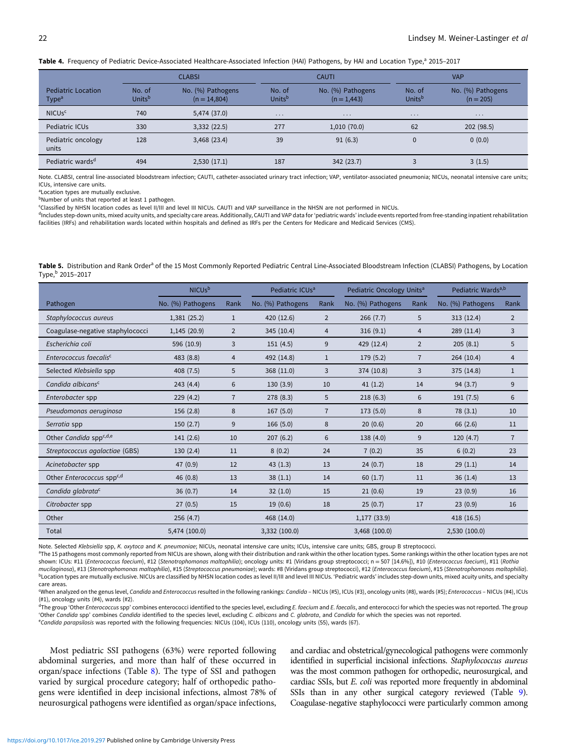**Table 4.** Frequency of Pediatric Device-Associated Healthcare-Associated Infection (HAI) Pathogens, by HAI and Location Type,[a] 2015–2017

| Pediatric Location Type[a] | CLABSI | | CAUTI | | VAP | |
|---|---|---|---|---|---|---|
| | No. of Units[b] | No. (%) Pathogens (n = 14,804) | No. of Units[b] | No. (%) Pathogens (n = 1,443) | No. of Units[b] | No. (%) Pathogens (n = 205) |
| NICUs[c] | 740 | 5,474 (37.0) | ... | ... | ... | ... |
| Pediatric ICUs | 330 | 3,332 (22.5) | 277 | 1,010 (70.0) | 62 | 202 (98.5) |
| Pediatric oncology units | 128 | 3,468 (23.4) | 39 | 91 (6.3) | 0 | 0 (0.0) |
| Pediatric wards[d] | 494 | 2,530 (17.1) | 187 | 342 (23.7) | 3 | 3 (1.5) |

Note. CLABSI, central line-associated bloodstream infection; CAUTI, catheter-associated urinary tract infection; VAP, ventilator-associated pneumonia; NICUs, neonatal intensive care units; ICUs, intensive care units.
[a]Location types are mutually exclusive.
[b]Number of units that reported at least 1 pathogen.
[c]Classified by NHSN location codes as level II/III and level III NICUs. CAUTI and VAP surveillance in the NHSN are not performed in NICUs.
[d]Includes step-down units, mixed acuity units, and specialty care areas. Additionally, CAUTI and VAP data for 'pediatric wards' include events reported from free-standing inpatient rehabilitation facilities (IRFs) and rehabilitation wards located within hospitals and defined as IRFs per the Centers for Medicare and Medicaid Services (CMS).

**Table 5.** Distribution and Rank Order[a] of the 15 Most Commonly Reported Pediatric Central Line-Associated Bloodstream Infection (CLABSI) Pathogens, by Location Type,[b] 2015–2017

| Pathogen | NICUs[b] | | Pediatric ICUs[a] | | Pediatric Oncology Units[a] | | Pediatric Wards[a,b] | |
|---|---|---|---|---|---|---|---|---|
| | No. (%) Pathogens | Rank | No. (%) Pathogens | Rank | No. (%) Pathogens | Rank | No. (%) Pathogens | Rank |
| *Staphylococcus aureus* | 1,381 (25.2) | 1 | 420 (12.6) | 2 | 266 (7.7) | 5 | 313 (12.4) | 2 |
| Coagulase-negative staphylococci | 1,145 (20.9) | 2 | 345 (10.4) | 4 | 316 (9.1) | 4 | 289 (11.4) | 3 |
| *Escherichia coli* | 596 (10.9) | 3 | 151 (4.5) | 9 | 429 (12.4) | 2 | 205 (8.1) | 5 |
| *Enterococcus faecalis*[c] | 483 (8.8) | 4 | 492 (14.8) | 1 | 179 (5.2) | 7 | 264 (10.4) | 4 |
| Selected *Klebsiella* spp | 408 (7.5) | 5 | 368 (11.0) | 3 | 374 (10.8) | 3 | 375 (14.8) | 1 |
| *Candida albicans*[c] | 243 (4.4) | 6 | 130 (3.9) | 10 | 41 (1.2) | 14 | 94 (3.7) | 9 |
| *Enterobacter* spp | 229 (4.2) | 7 | 278 (8.3) | 5 | 218 (6.3) | 6 | 191 (7.5) | 6 |
| *Pseudomonas aeruginosa* | 156 (2.8) | 8 | 167 (5.0) | 7 | 173 (5.0) | 8 | 78 (3.1) | 10 |
| *Serratia* spp | 150 (2.7) | 9 | 166 (5.0) | 8 | 20 (0.6) | 20 | 66 (2.6) | 11 |
| Other *Candida* spp[c,d,e] | 141 (2.6) | 10 | 207 (6.2) | 6 | 138 (4.0) | 9 | 120 (4.7) | 7 |
| *Streptococcus agalactiae* (GBS) | 130 (2.4) | 11 | 8 (0.2) | 24 | 7 (0.2) | 35 | 6 (0.2) | 23 |
| *Acinetobacter* spp | 47 (0.9) | 12 | 43 (1.3) | 13 | 24 (0.7) | 18 | 29 (1.1) | 14 |
| Other *Enterococcus* spp[c,d] | 46 (0.8) | 13 | 38 (1.1) | 14 | 60 (1.7) | 11 | 36 (1.4) | 13 |
| *Candida glabrata*[c] | 36 (0.7) | 14 | 32 (1.0) | 15 | 21 (0.6) | 19 | 23 (0.9) | 16 |
| *Citrobacter* spp | 27 (0.5) | 15 | 19 (0.6) | 18 | 25 (0.7) | 17 | 23 (0.9) | 16 |
| Other | 256 (4.7) | | 468 (14.0) | | 1,177 (33.9) | | 418 (16.5) | |
| Total | 5,474 (100.0) | | 3,332 (100.0) | | 3,468 (100.0) | | 2,530 (100.0) | |

Note. Selected *Klebsiella* spp, *K. oxytoca* and *K. pneumoniae*; NICUs, neonatal intensive care units; ICUs, intensive care units; GBS, group B streptococci.
[a]The 15 pathogens most commonly reported from NICUs are shown, along with their distribution and rank within the other location types. Some rankings within the other location types are not shown: ICUs: #11 (*Enterococcus faecium*), #12 (*Stenotrophomonas maltophilia*); oncology units: #1 (Viridans group streptococci; n = 507 [14.6%]), #10 (*Enterococcus faecium*), #11 (*Rothia mucilaginosa*), #13 (*Stenotrophomonas maltophilia*), #15 (*Streptococcus pneumoniae*); wards: #8 (Viridans group streptococci), #12 (*Enterococcus faecium*), #15 (*Stenotrophomonas maltophilia*).
[b]Location types are mutually exclusive. NICUs are classified by NHSN location codes as level II/III and level III NICUs. 'Pediatric wards' includes step-down units, mixed acuity units, and specialty care areas.
[c]When analyzed on the genus level, *Candida* and *Enterococcus* resulted in the following rankings: *Candida* – NICUs (#5), ICUs (#3), oncology units (#8), wards (#5); *Enterococcus* – NICUs (#4), ICUs (#1), oncology units (#4), wards (#2).
[d]The group 'Other *Enterococcus* spp' combines enterococci identified to the species level, excluding *E. faecium* and *E. faecalis*, and enterococci for which the species was not reported. The group 'Other *Candida* spp' combines *Candida* identified to the species level, excluding *C. albicans* and *C. glabrata*, and *Candida* for which the species was not reported.
[e]*Candida parapsilosis* was reported with the following frequencies: NICUs (104), ICUs (110), oncology units (55), wards (67).

Most pediatric SSI pathogens (63%) were reported following abdominal surgeries, and more than half of these occurred in organ/space infections (Table 8). The type of SSI and pathogen varied by surgical procedure category; half of orthopedic pathogens were identified in deep incisional infections, almost 78% of neurosurgical pathogens were identified as organ/space infections, and cardiac and obstetrical/gynecological pathogens were commonly identified in superficial incisional infections. *Staphylococcus aureus* was the most common pathogen for orthopedic, neurosurgical, and cardiac SSIs, but *E. coli* was reported more frequently in abdominal SSIs than in any other surgical category reviewed (Table 9). Coagulase-negative staphylococci were particularly common among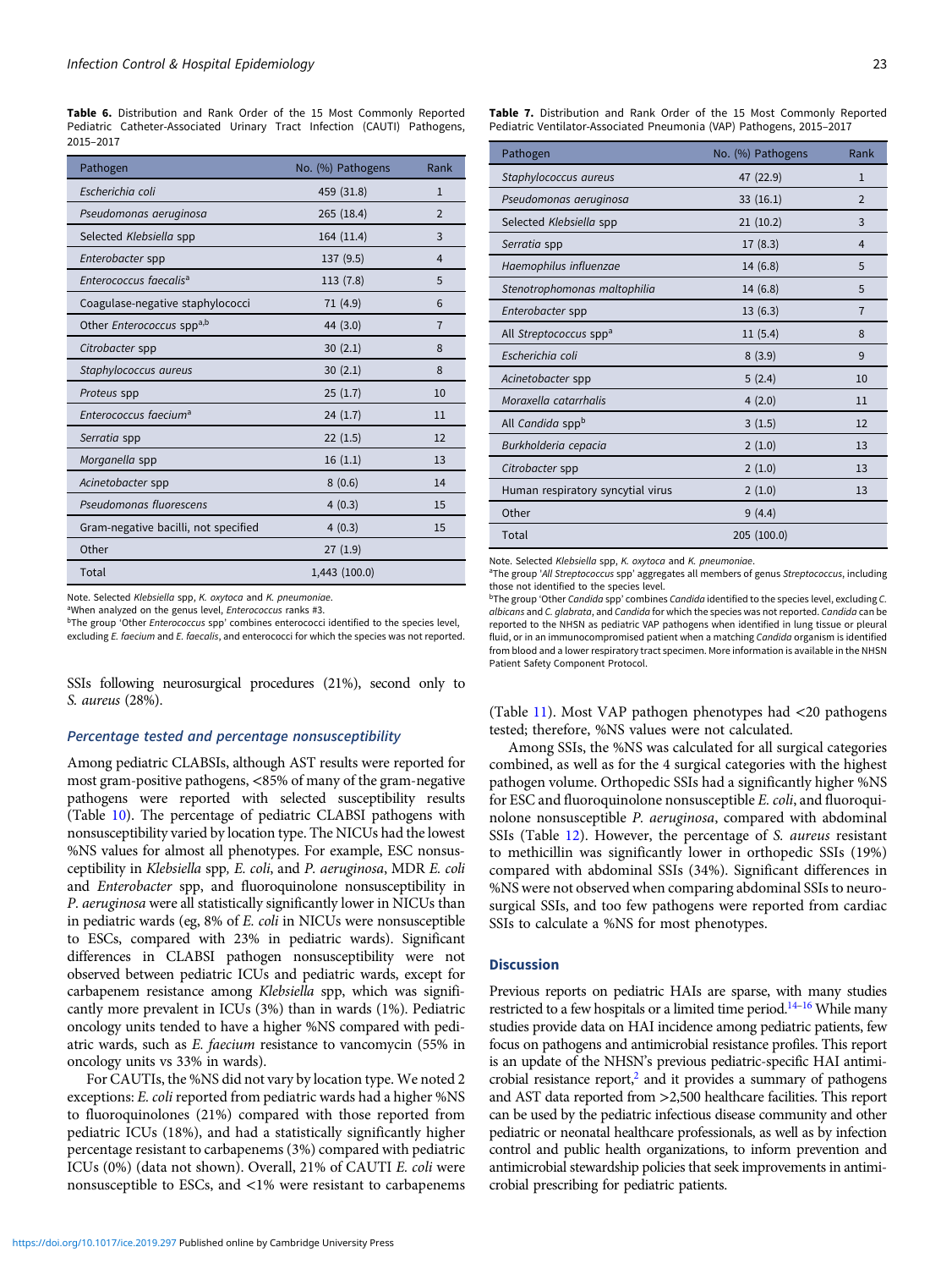**Table 6.** Distribution and Rank Order of the 15 Most Commonly Reported Pediatric Catheter-Associated Urinary Tract Infection (CAUTI) Pathogens, 2015–2017

| Pathogen | No. (%) Pathogens | Rank |
|---|---|---|
| *Escherichia coli* | 459 (31.8) | 1 |
| *Pseudomonas aeruginosa* | 265 (18.4) | 2 |
| Selected *Klebsiella* spp | 164 (11.4) | 3 |
| *Enterobacter* spp | 137 (9.5) | 4 |
| *Enterococcus faecalis*[a] | 113 (7.8) | 5 |
| Coagulase-negative staphylococci | 71 (4.9) | 6 |
| Other *Enterococcus* spp[a,b] | 44 (3.0) | 7 |
| *Citrobacter* spp | 30 (2.1) | 8 |
| *Staphylococcus aureus* | 30 (2.1) | 8 |
| *Proteus* spp | 25 (1.7) | 10 |
| *Enterococcus faecium*[a] | 24 (1.7) | 11 |
| *Serratia* spp | 22 (1.5) | 12 |
| *Morganella* spp | 16 (1.1) | 13 |
| *Acinetobacter* spp | 8 (0.6) | 14 |
| *Pseudomonas fluorescens* | 4 (0.3) | 15 |
| Gram-negative bacilli, not specified | 4 (0.3) | 15 |
| Other | 27 (1.9) | |
| Total | 1,443 (100.0) | |

Note. Selected *Klebsiella* spp, *K. oxytoca* and *K. pneumoniae*.
[a]When analyzed on the genus level, *Enterococcus* ranks #3.
[b]The group 'Other *Enterococcus* spp' combines enterococci identified to the species level, excluding *E. faecium* and *E. faecalis*, and enterococci for which the species was not reported.

**Table 7.** Distribution and Rank Order of the 15 Most Commonly Reported Pediatric Ventilator-Associated Pneumonia (VAP) Pathogens, 2015–2017

| Pathogen | No. (%) Pathogens | Rank |
|---|---|---|
| *Staphylococcus aureus* | 47 (22.9) | 1 |
| *Pseudomonas aeruginosa* | 33 (16.1) | 2 |
| Selected *Klebsiella* spp | 21 (10.2) | 3 |
| *Serratia* spp | 17 (8.3) | 4 |
| *Haemophilus influenzae* | 14 (6.8) | 5 |
| *Stenotrophomonas maltophilia* | 14 (6.8) | 5 |
| *Enterobacter* spp | 13 (6.3) | 7 |
| All *Streptococcus* spp[a] | 11 (5.4) | 8 |
| *Escherichia coli* | 8 (3.9) | 9 |
| *Acinetobacter* spp | 5 (2.4) | 10 |
| *Moraxella catarrhalis* | 4 (2.0) | 11 |
| All *Candida* spp[b] | 3 (1.5) | 12 |
| *Burkholderia cepacia* | 2 (1.0) | 13 |
| *Citrobacter* spp | 2 (1.0) | 13 |
| Human respiratory syncytial virus | 2 (1.0) | 13 |
| Other | 9 (4.4) | |
| Total | 205 (100.0) | |

Note. Selected *Klebsiella* spp, *K. oxytoca* and *K. pneumoniae*.
[a]The group '*All Streptococcus* spp' aggregates all members of genus *Streptococcus*, including those not identified to the species level.
[b]The group 'Other *Candida* spp' combines *Candida* identified to the species level, excluding *C. albicans* and *C. glabrata*, and *Candida* for which the species was not reported. *Candida* can be reported to the NHSN as pediatric VAP pathogens when identified in lung tissue or pleural fluid, or in an immunocompromised patient when a matching *Candida* organism is identified from blood and a lower respiratory tract specimen. More information is available in the NHSN Patient Safety Component Protocol.

SSIs following neurosurgical procedures (21%), second only to *S. aureus* (28%).

### Percentage tested and percentage nonsusceptibility

Among pediatric CLABSIs, although AST results were reported for most gram-positive pathogens, <85% of many of the gram-negative pathogens were reported with selected susceptibility results (Table 10). The percentage of pediatric CLABSI pathogens with nonsusceptibility varied by location type. The NICUs had the lowest %NS values for almost all phenotypes. For example, ESC nonsusceptibility in *Klebsiella* spp, *E. coli*, and *P. aeruginosa*, MDR *E. coli* and *Enterobacter* spp, and fluoroquinolone nonsusceptibility in *P. aeruginosa* were all statistically significantly lower in NICUs than in pediatric wards (eg, 8% of *E. coli* in NICUs were nonsusceptible to ESCs, compared with 23% in pediatric wards). Significant differences in CLABSI pathogen nonsusceptibility were not observed between pediatric ICUs and pediatric wards, except for carbapenem resistance among *Klebsiella* spp, which was significantly more prevalent in ICUs (3%) than in wards (1%). Pediatric oncology units tended to have a higher %NS compared with pediatric wards, such as *E. faecium* resistance to vancomycin (55% in oncology units vs 33% in wards).

For CAUTIs, the %NS did not vary by location type. We noted 2 exceptions: *E. coli* reported from pediatric wards had a higher %NS to fluoroquinolones (21%) compared with those reported from pediatric ICUs (18%), and had a statistically significantly higher percentage resistant to carbapenems (3%) compared with pediatric ICUs (0%) (data not shown). Overall, 21% of CAUTI *E. coli* were nonsusceptible to ESCs, and <1% were resistant to carbapenems (Table 11). Most VAP pathogen phenotypes had <20 pathogens tested; therefore, %NS values were not calculated.

Among SSIs, the %NS was calculated for all surgical categories combined, as well as for the 4 surgical categories with the highest pathogen volume. Orthopedic SSIs had a significantly higher %NS for ESC and fluoroquinolone nonsusceptible *E. coli*, and fluoroquinolone nonsusceptible *P. aeruginosa*, compared with abdominal SSIs (Table 12). However, the percentage of *S. aureus* resistant to methicillin was significantly lower in orthopedic SSIs (19%) compared with abdominal SSIs (34%). Significant differences in %NS were not observed when comparing abdominal SSIs to neurosurgical SSIs, and too few pathogens were reported from cardiac SSIs to calculate a %NS for most phenotypes.

## Discussion

Previous reports on pediatric HAIs are sparse, with many studies restricted to a few hospitals or a limited time period.[14–16] While many studies provide data on HAI incidence among pediatric patients, few focus on pathogens and antimicrobial resistance profiles. This report is an update of the NHSN's previous pediatric-specific HAI antimicrobial resistance report,[2] and it provides a summary of pathogens and AST data reported from >2,500 healthcare facilities. This report can be used by the pediatric infectious disease community and other pediatric or neonatal healthcare professionals, as well as by infection control and public health organizations, to inform prevention and antimicrobial stewardship policies that seek improvements in antimicrobial prescribing for pediatric patients.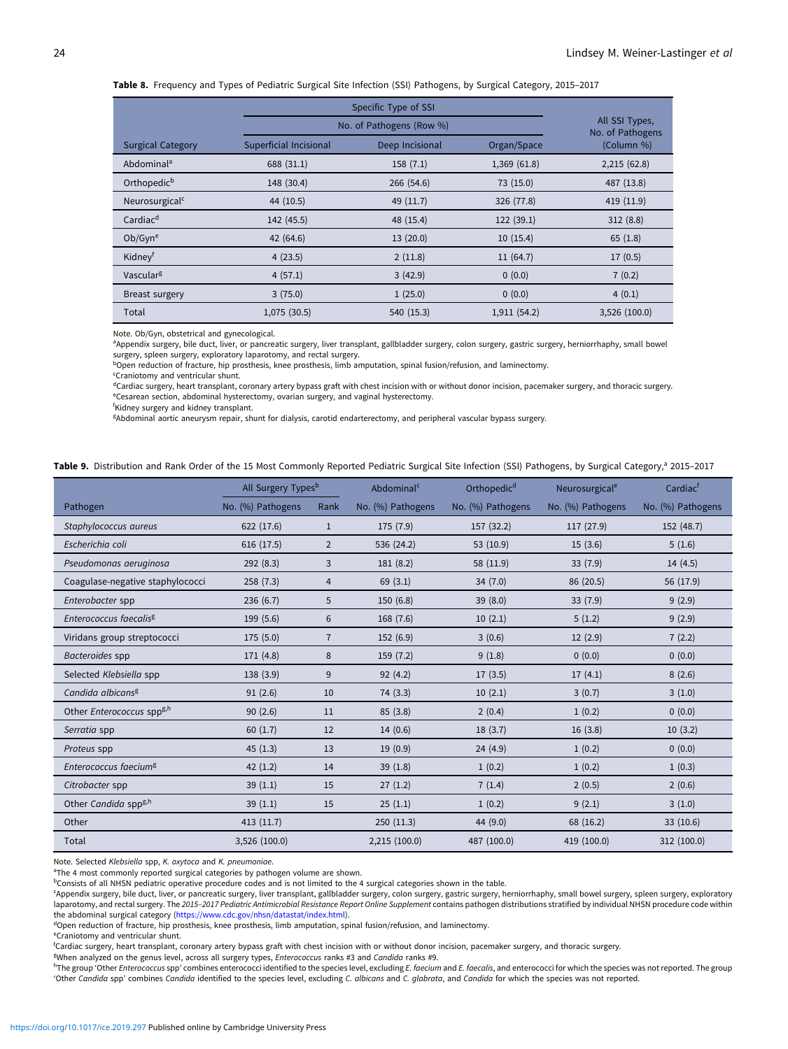**Table 8.** Frequency and Types of Pediatric Surgical Site Infection (SSI) Pathogens, by Surgical Category, 2015–2017

| | Specific Type of SSI | | | All SSI Types, No. of Pathogens (Column %) |
|---|---|---|---|---|
| | No. of Pathogens (Row %) | | | |
| Surgical Category | Superficial Incisional | Deep Incisional | Organ/Space | |
| Abdominal[a] | 688 (31.1) | 158 (7.1) | 1,369 (61.8) | 2,215 (62.8) |
| Orthopedic[b] | 148 (30.4) | 266 (54.6) | 73 (15.0) | 487 (13.8) |
| Neurosurgical[c] | 44 (10.5) | 49 (11.7) | 326 (77.8) | 419 (11.9) |
| Cardiac[d] | 142 (45.5) | 48 (15.4) | 122 (39.1) | 312 (8.8) |
| Ob/Gyn[e] | 42 (64.6) | 13 (20.0) | 10 (15.4) | 65 (1.8) |
| Kidney[f] | 4 (23.5) | 2 (11.8) | 11 (64.7) | 17 (0.5) |
| Vascular[g] | 4 (57.1) | 3 (42.9) | 0 (0.0) | 7 (0.2) |
| Breast surgery | 3 (75.0) | 1 (25.0) | 0 (0.0) | 4 (0.1) |
| Total | 1,075 (30.5) | 540 (15.3) | 1,911 (54.2) | 3,526 (100.0) |

Note. Ob/Gyn, obstetrical and gynecological.
[a]Appendix surgery, bile duct, liver, or pancreatic surgery, liver transplant, gallbladder surgery, colon surgery, gastric surgery, herniorrhaphy, small bowel surgery, spleen surgery, exploratory laparotomy, and rectal surgery.
[b]Open reduction of fracture, hip prosthesis, knee prosthesis, limb amputation, spinal fusion/refusion, and laminectomy.
[c]Craniotomy and ventricular shunt.
[d]Cardiac surgery, heart transplant, coronary artery bypass graft with chest incision with or without donor incision, pacemaker surgery, and thoracic surgery.
[e]Cesarean section, abdominal hysterectomy, ovarian surgery, and vaginal hysterectomy.
[f]Kidney surgery and kidney transplant.
[g]Abdominal aortic aneurysm repair, shunt for dialysis, carotid endarterectomy, and peripheral vascular bypass surgery.

**Table 9.** Distribution and Rank Order of the 15 Most Commonly Reported Pediatric Surgical Site Infection (SSI) Pathogens, by Surgical Category,[a] 2015–2017

| | All Surgery Types[b] | | Abdominal[c] | Orthopedic[d] | Neurosurgical[e] | Cardiac[f] |
|---|---|---|---|---|---|---|
| Pathogen | No. (%) Pathogens | Rank | No. (%) Pathogens | No. (%) Pathogens | No. (%) Pathogens | No. (%) Pathogens |
| *Staphylococcus aureus* | 622 (17.6) | 1 | 175 (7.9) | 157 (32.2) | 117 (27.9) | 152 (48.7) |
| *Escherichia coli* | 616 (17.5) | 2 | 536 (24.2) | 53 (10.9) | 15 (3.6) | 5 (1.6) |
| *Pseudomonas aeruginosa* | 292 (8.3) | 3 | 181 (8.2) | 58 (11.9) | 33 (7.9) | 14 (4.5) |
| Coagulase-negative staphylococci | 258 (7.3) | 4 | 69 (3.1) | 34 (7.0) | 86 (20.5) | 56 (17.9) |
| *Enterobacter* spp | 236 (6.7) | 5 | 150 (6.8) | 39 (8.0) | 33 (7.9) | 9 (2.9) |
| *Enterococcus faecalis*[g] | 199 (5.6) | 6 | 168 (7.6) | 10 (2.1) | 5 (1.2) | 9 (2.9) |
| Viridans group streptococci | 175 (5.0) | 7 | 152 (6.9) | 3 (0.6) | 12 (2.9) | 7 (2.2) |
| *Bacteroides* spp | 171 (4.8) | 8 | 159 (7.2) | 9 (1.8) | 0 (0.0) | 0 (0.0) |
| Selected *Klebsiella* spp | 138 (3.9) | 9 | 92 (4.2) | 17 (3.5) | 17 (4.1) | 8 (2.6) |
| *Candida albicans*[g] | 91 (2.6) | 10 | 74 (3.3) | 10 (2.1) | 3 (0.7) | 3 (1.0) |
| Other *Enterococcus* spp[g,h] | 90 (2.6) | 11 | 85 (3.8) | 2 (0.4) | 1 (0.2) | 0 (0.0) |
| *Serratia* spp | 60 (1.7) | 12 | 14 (0.6) | 18 (3.7) | 16 (3.8) | 10 (3.2) |
| *Proteus* spp | 45 (1.3) | 13 | 19 (0.9) | 24 (4.9) | 1 (0.2) | 0 (0.0) |
| *Enterococcus faecium*[g] | 42 (1.2) | 14 | 39 (1.8) | 1 (0.2) | 1 (0.2) | 1 (0.3) |
| *Citrobacter* spp | 39 (1.1) | 15 | 27 (1.2) | 7 (1.4) | 2 (0.5) | 2 (0.6) |
| Other *Candida* spp[g,h] | 39 (1.1) | 15 | 25 (1.1) | 1 (0.2) | 9 (2.1) | 3 (1.0) |
| Other | 413 (11.7) | | 250 (11.3) | 44 (9.0) | 68 (16.2) | 33 (10.6) |
| Total | 3,526 (100.0) | | 2,215 (100.0) | 487 (100.0) | 419 (100.0) | 312 (100.0) |

Note. Selected *Klebsiella* spp, *K. oxytoca* and *K. pneumoniae*.
[a]The 4 most commonly reported surgical categories by pathogen volume are shown.
[b]Consists of all NHSN pediatric operative procedure codes and is not limited to the 4 surgical categories shown in the table.
[c]Appendix surgery, bile duct, liver, or pancreatic surgery, liver transplant, gallbladder surgery, colon surgery, gastric surgery, herniorrhaphy, small bowel surgery, spleen surgery, exploratory laparotomy, and rectal surgery. The *2015–2017 Pediatric Antimicrobial Resistance Report Online Supplement* contains pathogen distributions stratified by individual NHSN procedure code within the abdominal surgical category (https://www.cdc.gov/nhsn/datastat/index.html).
[d]Open reduction of fracture, hip prosthesis, knee prosthesis, limb amputation, spinal fusion/refusion, and laminectomy.
[e]Craniotomy and ventricular shunt.
[f]Cardiac surgery, heart transplant, coronary artery bypass graft with chest incision with or without donor incision, pacemaker surgery, and thoracic surgery.
[g]When analyzed on the genus level, across all surgery types, *Enterococcus* ranks #3 and *Candida* ranks #9.
[h]The group 'Other *Enterococcus* spp' combines enterococci identified to the species level, excluding *E. faecium* and *E. faecalis*, and enterococci for which the species was not reported. The group 'Other *Candida* spp' combines *Candida* identified to the species level, excluding *C. albicans* and *C. glabrata*, and *Candida* for which the species was not reported.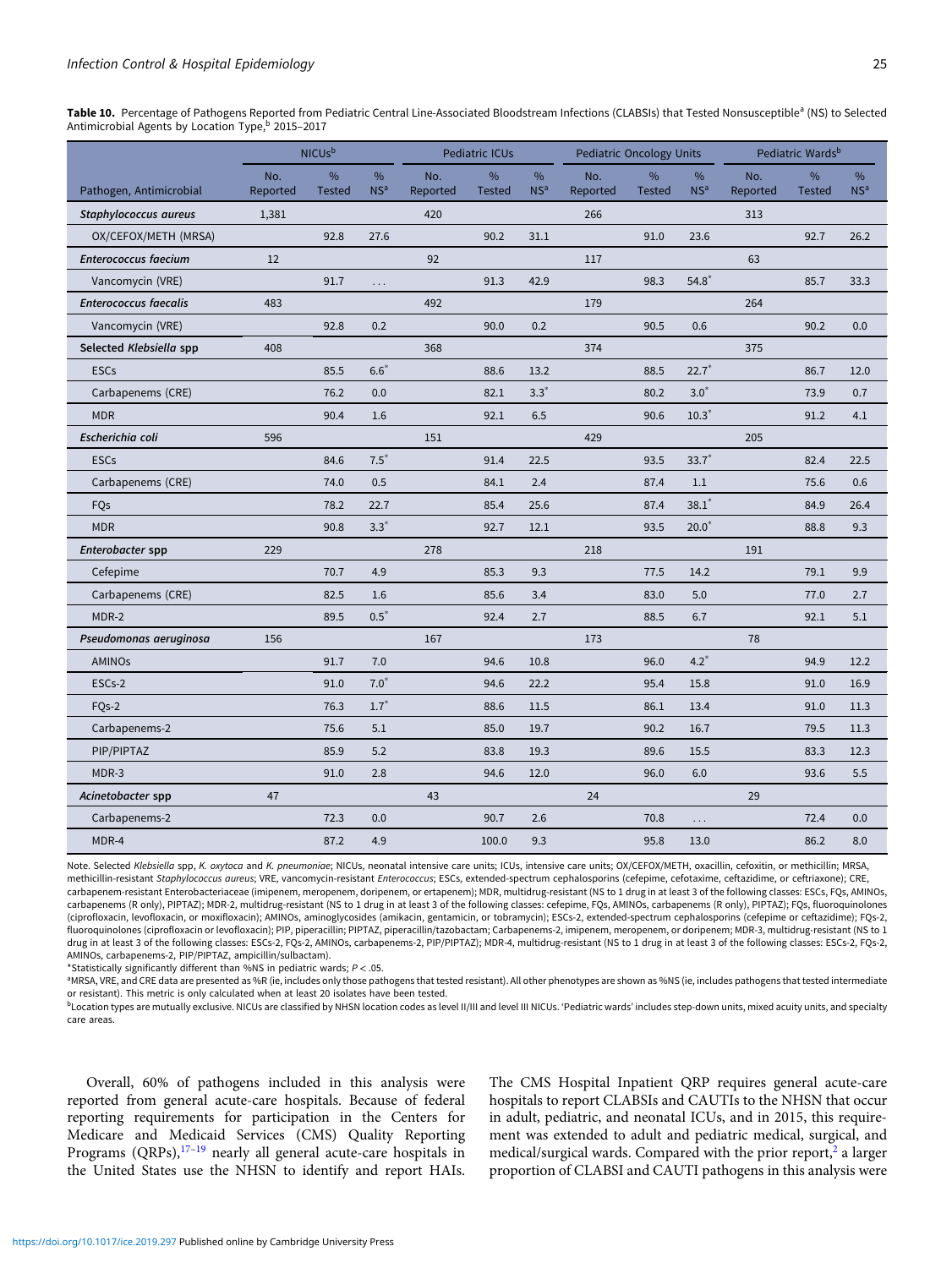**Table 10.** Percentage of Pathogens Reported from Pediatric Central Line-Associated Bloodstream Infections (CLABSIs) that Tested Nonsusceptible[a] (NS) to Selected Antimicrobial Agents by Location Type,[b] 2015–2017

| | NICUs[b] | | | Pediatric ICUs | | | Pediatric Oncology Units | | | Pediatric Wards[b] | | |
|---|---|---|---|---|---|---|---|---|---|---|---|---|
| Pathogen, Antimicrobial | No. Reported | % Tested | % NS[a] | No. Reported | % Tested | % NS[a] | No. Reported | % Tested | % NS[a] | No. Reported | % Tested | % NS[a] |
| ***Staphylococcus aureus*** | 1,381 | | | 420 | | | 266 | | | 313 | | |
| OX/CEFOX/METH (MRSA) | | 92.8 | 27.6 | | 90.2 | 31.1 | | 91.0 | 23.6 | | 92.7 | 26.2 |
| ***Enterococcus faecium*** | 12 | | | 92 | | | 117 | | | 63 | | |
| Vancomycin (VRE) | | 91.7 | . . . | | 91.3 | 42.9 | | 98.3 | 54.8* | | 85.7 | 33.3 |
| ***Enterococcus faecalis*** | 483 | | | 492 | | | 179 | | | 264 | | |
| Vancomycin (VRE) | | 92.8 | 0.2 | | 90.0 | 0.2 | | 90.5 | 0.6 | | 90.2 | 0.0 |
| **Selected *Klebsiella* spp** | 408 | | | 368 | | | 374 | | | 375 | | |
| ESCs | | 85.5 | 6.6* | | 88.6 | 13.2 | | 88.5 | 22.7* | | 86.7 | 12.0 |
| Carbapenems (CRE) | | 76.2 | 0.0 | | 82.1 | 3.3* | | 80.2 | 3.0* | | 73.9 | 0.7 |
| MDR | | 90.4 | 1.6 | | 92.1 | 6.5 | | 90.6 | 10.3* | | 91.2 | 4.1 |
| ***Escherichia coli*** | 596 | | | 151 | | | 429 | | | 205 | | |
| ESCs | | 84.6 | 7.5* | | 91.4 | 22.5 | | 93.5 | 33.7* | | 82.4 | 22.5 |
| Carbapenems (CRE) | | 74.0 | 0.5 | | 84.1 | 2.4 | | 87.4 | 1.1 | | 75.6 | 0.6 |
| FQs | | 78.2 | 22.7 | | 85.4 | 25.6 | | 87.4 | 38.1* | | 84.9 | 26.4 |
| MDR | | 90.8 | 3.3* | | 92.7 | 12.1 | | 93.5 | 20.0* | | 88.8 | 9.3 |
| ***Enterobacter* spp** | 229 | | | 278 | | | 218 | | | 191 | | |
| Cefepime | | 70.7 | 4.9 | | 85.3 | 9.3 | | 77.5 | 14.2 | | 79.1 | 9.9 |
| Carbapenems (CRE) | | 82.5 | 1.6 | | 85.6 | 3.4 | | 83.0 | 5.0 | | 77.0 | 2.7 |
| MDR-2 | | 89.5 | 0.5* | | 92.4 | 2.7 | | 88.5 | 6.7 | | 92.1 | 5.1 |
| ***Pseudomonas aeruginosa*** | 156 | | | 167 | | | 173 | | | 78 | | |
| AMINOs | | 91.7 | 7.0 | | 94.6 | 10.8 | | 96.0 | 4.2* | | 94.9 | 12.2 |
| ESCs-2 | | 91.0 | 7.0* | | 94.6 | 22.2 | | 95.4 | 15.8 | | 91.0 | 16.9 |
| FQs-2 | | 76.3 | 1.7* | | 88.6 | 11.5 | | 86.1 | 13.4 | | 91.0 | 11.3 |
| Carbapenems-2 | | 75.6 | 5.1 | | 85.0 | 19.7 | | 90.2 | 16.7 | | 79.5 | 11.3 |
| PIP/PIPTAZ | | 85.9 | 5.2 | | 83.8 | 19.3 | | 89.6 | 15.5 | | 83.3 | 12.3 |
| MDR-3 | | 91.0 | 2.8 | | 94.6 | 12.0 | | 96.0 | 6.0 | | 93.6 | 5.5 |
| ***Acinetobacter* spp** | 47 | | | 43 | | | 24 | | | 29 | | |
| Carbapenems-2 | | 72.3 | 0.0 | | 90.7 | 2.6 | | 70.8 | . . . | | 72.4 | 0.0 |
| MDR-4 | | 87.2 | 4.9 | | 100.0 | 9.3 | | 95.8 | 13.0 | | 86.2 | 8.0 |

Note. Selected *Klebsiella* spp, *K. oxytoca* and *K. pneumoniae*; NICUs, neonatal intensive care units; ICUs, intensive care units; OX/CEFOX/METH, oxacillin, cefoxitin, or methicillin; MRSA, methicillin-resistant *Staphylococcus aureus*; VRE, vancomycin-resistant *Enterococcus*; ESCs, extended-spectrum cephalosporins (cefepime, cefotaxime, ceftazidime, or ceftriaxone); CRE, carbapenem-resistant Enterobacteriaceae (imipenem, meropenem, doripenem, or ertapenem); MDR, multidrug-resistant (NS to 1 drug in at least 3 of the following classes: ESCs, FQs, AMINOs, carbapenems (R only), PIPTAZ); MDR-2, multidrug-resistant (NS to 1 drug in at least 3 of the following classes: cefepime, FQs, AMINOs, carbapenems (R only), PIPTAZ); FQs, fluoroquinolones (ciprofloxacin, levofloxacin, or moxifloxacin); AMINOs, aminoglycosides (amikacin, gentamicin, or tobramycin); ESCs-2, extended-spectrum cephalosporins (cefepime or ceftazidime); FQs-2, fluoroquinolones (ciprofloxacin or levofloxacin); PIP, piperacillin; PIPTAZ, piperacillin/tazobactam; Carbapenems-2, imipenem, meropenem, or doripenem; MDR-3, multidrug-resistant (NS to 1 drug in at least 3 of the following classes: ESCs-2, FQs-2, AMINOs, carbapenems-2, PIP/PIPTAZ); MDR-4, multidrug-resistant (NS to 1 drug in at least 3 of the following classes: ESCs-2, FQs-2, AMINOs, carbapenems-2, PIP/PIPTAZ, ampicillin/sulbactam).

*Statistically significantly different than %NS in pediatric wards; $P < .05$.

[a]MRSA, VRE, and CRE data are presented as %R (ie, includes only those pathogens that tested resistant). All other phenotypes are shown as %NS (ie, includes pathogens that tested intermediate or resistant). This metric is only calculated when at least 20 isolates have been tested.

[b]Location types are mutually exclusive. NICUs are classified by NHSN location codes as level II/III and level III NICUs. 'Pediatric wards' includes step-down units, mixed acuity units, and specialty care areas.

Overall, 60% of pathogens included in this analysis were reported from general acute-care hospitals. Because of federal reporting requirements for participation in the Centers for Medicare and Medicaid Services (CMS) Quality Reporting Programs (QRPs),[17–19] nearly all general acute-care hospitals in the United States use the NHSN to identify and report HAIs. The CMS Hospital Inpatient QRP requires general acute-care hospitals to report CLABSIs and CAUTIs to the NHSN that occur in adult, pediatric, and neonatal ICUs, and in 2015, this requirement was extended to adult and pediatric medical, surgical, and medical/surgical wards. Compared with the prior report,[2] a larger proportion of CLABSI and CAUTI pathogens in this analysis were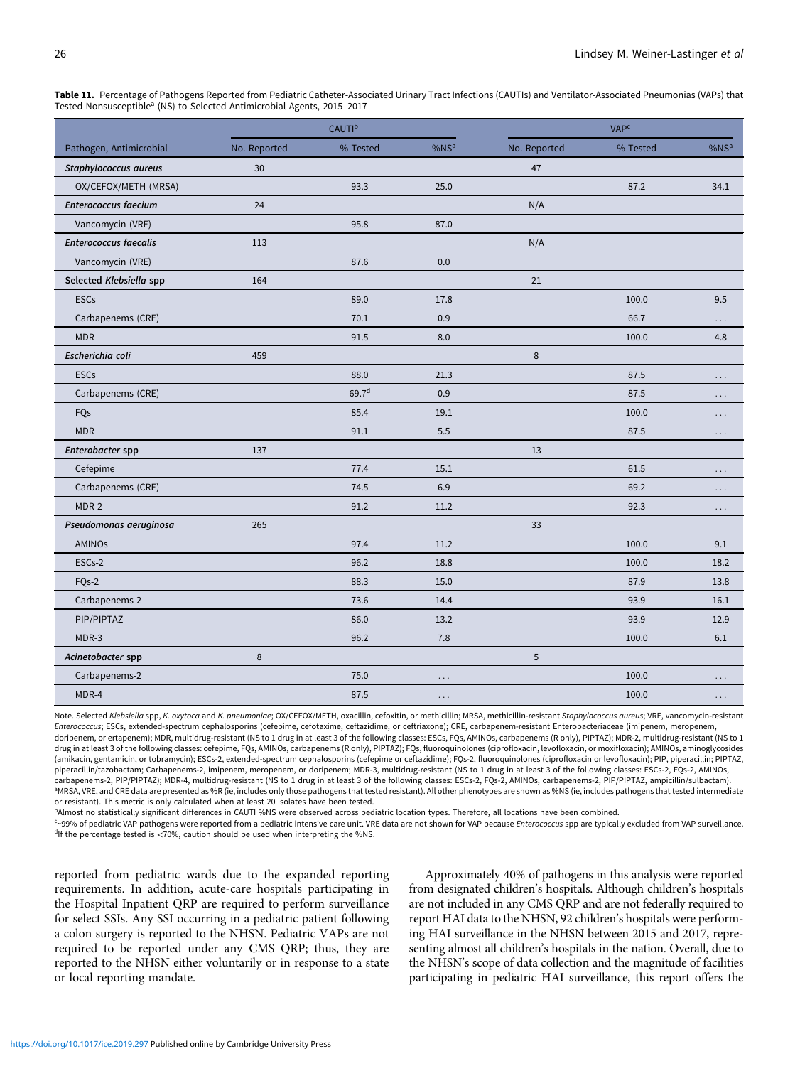**Table 11.** Percentage of Pathogens Reported from Pediatric Catheter-Associated Urinary Tract Infections (CAUTIs) and Ventilator-Associated Pneumonias (VAPs) that Tested Nonsusceptible[a] (NS) to Selected Antimicrobial Agents, 2015–2017

| | CAUTI[b] | | | VAP[c] | | |
|---|---|---|---|---|---|---|
| Pathogen, Antimicrobial | No. Reported | % Tested | %NS[a] | No. Reported | % Tested | %NS[a] |
| ***Staphylococcus aureus*** | 30 | | | 47 | | |
| OX/CEFOX/METH (MRSA) | | 93.3 | 25.0 | | 87.2 | 34.1 |
| ***Enterococcus faecium*** | 24 | | | N/A | | |
| Vancomycin (VRE) | | 95.8 | 87.0 | | | |
| ***Enterococcus faecalis*** | 113 | | | N/A | | |
| Vancomycin (VRE) | | 87.6 | 0.0 | | | |
| **Selected *Klebsiella* spp** | 164 | | | 21 | | |
| ESCs | | 89.0 | 17.8 | | 100.0 | 9.5 |
| Carbapenems (CRE) | | 70.1 | 0.9 | | 66.7 | . . . |
| MDR | | 91.5 | 8.0 | | 100.0 | 4.8 |
| ***Escherichia coli*** | 459 | | | 8 | | |
| ESCs | | 88.0 | 21.3 | | 87.5 | . . . |
| Carbapenems (CRE) | | 69.7[d] | 0.9 | | 87.5 | . . . |
| FQs | | 85.4 | 19.1 | | 100.0 | . . . |
| MDR | | 91.1 | 5.5 | | 87.5 | . . . |
| ***Enterobacter* spp** | 137 | | | 13 | | |
| Cefepime | | 77.4 | 15.1 | | 61.5 | . . . |
| Carbapenems (CRE) | | 74.5 | 6.9 | | 69.2 | . . . |
| MDR-2 | | 91.2 | 11.2 | | 92.3 | . . . |
| ***Pseudomonas aeruginosa*** | 265 | | | 33 | | |
| AMINOs | | 97.4 | 11.2 | | 100.0 | 9.1 |
| ESCs-2 | | 96.2 | 18.8 | | 100.0 | 18.2 |
| FQs-2 | | 88.3 | 15.0 | | 87.9 | 13.8 |
| Carbapenems-2 | | 73.6 | 14.4 | | 93.9 | 16.1 |
| PIP/PIPTAZ | | 86.0 | 13.2 | | 93.9 | 12.9 |
| MDR-3 | | 96.2 | 7.8 | | 100.0 | 6.1 |
| ***Acinetobacter* spp** | 8 | | | 5 | | |
| Carbapenems-2 | | 75.0 | . . . | | 100.0 | . . . |
| MDR-4 | | 87.5 | . . . | | 100.0 | . . . |

Note. Selected *Klebsiella* spp, *K. oxytoca* and *K. pneumoniae*; OX/CEFOX/METH, oxacillin, cefoxitin, or methicillin; MRSA, methicillin-resistant *Staphylococcus aureus*; VRE, vancomycin-resistant *Enterococcus*; ESCs, extended-spectrum cephalosporins (cefepime, cefotaxime, ceftazidime, or ceftriaxone); CRE, carbapenem-resistant Enterobacteriaceae (imipenem, meropenem, doripenem, or ertapenem); MDR, multidrug-resistant (NS to 1 drug in at least 3 of the following classes: ESCs, FQs, AMINOs, carbapenems (R only), PIPTAZ); MDR-2, multidrug-resistant (NS to 1 drug in at least 3 of the following classes: cefepime, FQs, AMINOs, carbapenems (R only), PIPTAZ); FQs, fluoroquinolones (ciprofloxacin, levofloxacin, or moxifloxacin); AMINOs, aminoglycosides (amikacin, gentamicin, or tobramycin); ESCs-2, extended-spectrum cephalosporins (cefepime or ceftazidime); FQs-2, fluoroquinolones (ciprofloxacin or levofloxacin); PIP, piperacillin; PIPTAZ, piperacillin/tazobactam; Carbapenems-2, imipenem, meropenem, or doripenem; MDR-3, multidrug-resistant (NS to 1 drug in at least 3 of the following classes: ESCs-2, FQs-2, AMINOs, carbapenems-2, PIP/PIPTAZ); MDR-4, multidrug-resistant (NS to 1 drug in at least 3 of the following classes: ESCs-2, FQs-2, AMINOs, carbapenems-2, PIP/PIPTAZ, ampicillin/sulbactam).
[a]MRSA, VRE, and CRE data are presented as %R (ie, includes only those pathogens that tested resistant). All other phenotypes are shown as %NS (ie, includes pathogens that tested intermediate or resistant). This metric is only calculated when at least 20 isolates have been tested.
[b]Almost no statistically significant differences in CAUTI %NS were observed across pediatric location types. Therefore, all locations have been combined.
[c]~99% of pediatric VAP pathogens were reported from a pediatric intensive care unit. VRE data are not shown for VAP because *Enterococcus* spp are typically excluded from VAP surveillance.
[d]If the percentage tested is <70%, caution should be used when interpreting the %NS.

reported from pediatric wards due to the expanded reporting requirements. In addition, acute-care hospitals participating in the Hospital Inpatient QRP are required to perform surveillance for select SSIs. Any SSI occurring in a pediatric patient following a colon surgery is reported to the NHSN. Pediatric VAPs are not required to be reported under any CMS QRP; thus, they are reported to the NHSN either voluntarily or in response to a state or local reporting mandate.

Approximately 40% of pathogens in this analysis were reported from designated children's hospitals. Although children's hospitals are not included in any CMS QRP and are not federally required to report HAI data to the NHSN, 92 children's hospitals were performing HAI surveillance in the NHSN between 2015 and 2017, representing almost all children's hospitals in the nation. Overall, due to the NHSN's scope of data collection and the magnitude of facilities participating in pediatric HAI surveillance, this report offers the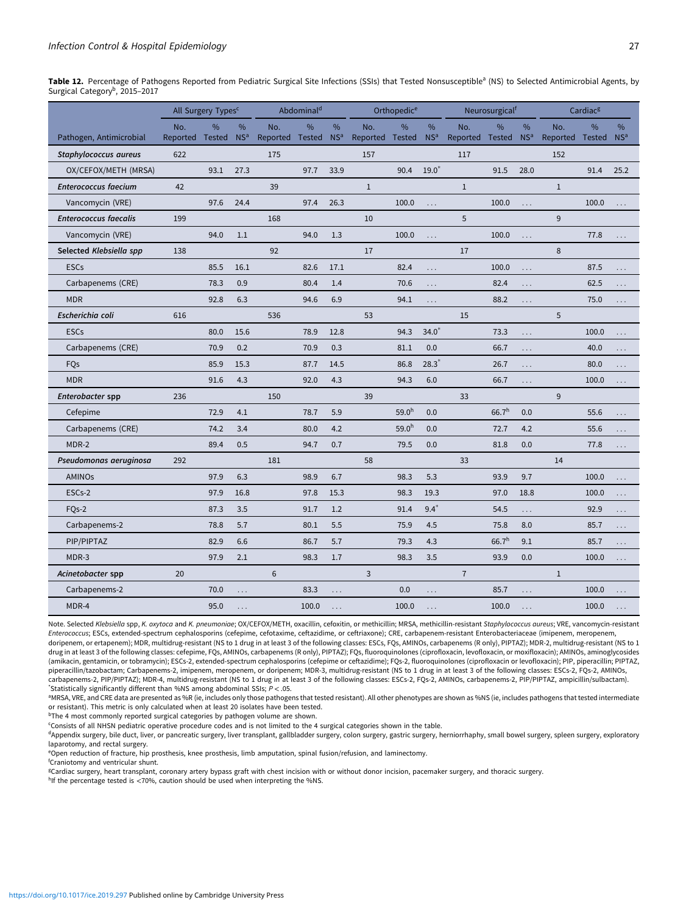**Table 12.** Percentage of Pathogens Reported from Pediatric Surgical Site Infections (SSIs) that Tested Nonsusceptible[a] (NS) to Selected Antimicrobial Agents, by Surgical Category[b], 2015–2017

| | All Surgery Types[c] | | | Abdominal[d] | | | Orthopedic[e] | | | Neurosurgical[f] | | | Cardiac[g] | | |
|---|---|---|---|---|---|---|---|---|---|---|---|---|---|---|---|
| Pathogen, Antimicrobial | No. Reported | % Tested | % NS[a] | No. Reported | % Tested | % NS[a] | No. Reported | % Tested | % NS[a] | No. Reported | % Tested | % NS[a] | No. Reported | % Tested | % NS[a] |
| ***Staphylococcus aureus*** | 622 | | | 175 | | | 157 | | | 117 | | | 152 | | |
| OX/CEFOX/METH (MRSA) | | 93.1 | 27.3 | | 97.7 | 33.9 | | 90.4 | 19.0* | | 91.5 | 28.0 | | 91.4 | 25.2 |
| ***Enterococcus faecium*** | 42 | | | 39 | | | 1 | | | 1 | | | 1 | | |
| Vancomycin (VRE) | | 97.6 | 24.4 | | 97.4 | 26.3 | | 100.0 | ... | | 100.0 | ... | | 100.0 | ... |
| ***Enterococcus faecalis*** | 199 | | | 168 | | | 10 | | | 5 | | | 9 | | |
| Vancomycin (VRE) | | 94.0 | 1.1 | | 94.0 | 1.3 | | 100.0 | ... | | 100.0 | ... | | 77.8 | ... |
| **Selected *Klebsiella* spp** | 138 | | | 92 | | | 17 | | | 17 | | | 8 | | |
| ESCs | | 85.5 | 16.1 | | 82.6 | 17.1 | | 82.4 | ... | | 100.0 | ... | | 87.5 | ... |
| Carbapenems (CRE) | | 78.3 | 0.9 | | 80.4 | 1.4 | | 70.6 | ... | | 82.4 | ... | | 62.5 | ... |
| MDR | | 92.8 | 6.3 | | 94.6 | 6.9 | | 94.1 | ... | | 88.2 | ... | | 75.0 | ... |
| ***Escherichia coli*** | 616 | | | 536 | | | 53 | | | 15 | | | 5 | | |
| ESCs | | 80.0 | 15.6 | | 78.9 | 12.8 | | 94.3 | 34.0* | | 73.3 | ... | | 100.0 | ... |
| Carbapenems (CRE) | | 70.9 | 0.2 | | 70.9 | 0.3 | | 81.1 | 0.0 | | 66.7 | ... | | 40.0 | ... |
| FQs | | 85.9 | 15.3 | | 87.7 | 14.5 | | 86.8 | 28.3* | | 26.7 | ... | | 80.0 | ... |
| MDR | | 91.6 | 4.3 | | 92.0 | 4.3 | | 94.3 | 6.0 | | 66.7 | ... | | 100.0 | ... |
| ***Enterobacter* spp** | 236 | | | 150 | | | 39 | | | 33 | | | 9 | | |
| Cefepime | | 72.9 | 4.1 | | 78.7 | 5.9 | | 59.0[h] | 0.0 | | 66.7[h] | 0.0 | | 55.6 | ... |
| Carbapenems (CRE) | | 74.2 | 3.4 | | 80.0 | 4.2 | | 59.0[h] | 0.0 | | 72.7 | 4.2 | | 55.6 | ... |
| MDR-2 | | 89.4 | 0.5 | | 94.7 | 0.7 | | 79.5 | 0.0 | | 81.8 | 0.0 | | 77.8 | ... |
| ***Pseudomonas aeruginosa*** | 292 | | | 181 | | | 58 | | | 33 | | | 14 | | |
| AMINOs | | 97.9 | 6.3 | | 98.9 | 6.7 | | 98.3 | 5.3 | | 93.9 | 9.7 | | 100.0 | ... |
| ESCs-2 | | 97.9 | 16.8 | | 97.8 | 15.3 | | 98.3 | 19.3 | | 97.0 | 18.8 | | 100.0 | ... |
| FQs-2 | | 87.3 | 3.5 | | 91.7 | 1.2 | | 91.4 | 9.4* | | 54.5 | ... | | 92.9 | ... |
| Carbapenems-2 | | 78.8 | 5.7 | | 80.1 | 5.5 | | 75.9 | 4.5 | | 75.8 | 8.0 | | 85.7 | ... |
| PIP/PIPTAZ | | 82.9 | 6.6 | | 86.7 | 5.7 | | 79.3 | 4.3 | | 66.7[h] | 9.1 | | 85.7 | ... |
| MDR-3 | | 97.9 | 2.1 | | 98.3 | 1.7 | | 98.3 | 3.5 | | 93.9 | 0.0 | | 100.0 | ... |
| ***Acinetobacter* spp** | 20 | | | 6 | | | 3 | | | 7 | | | 1 | | |
| Carbapenems-2 | | 70.0 | ... | | 83.3 | ... | | 0.0 | ... | | 85.7 | ... | | 100.0 | ... |
| MDR-4 | | 95.0 | ... | | 100.0 | ... | | 100.0 | ... | | 100.0 | ... | | 100.0 | ... |

Note. Selected *Klebsiella* spp, *K. oxytoca* and *K. pneumoniae*; OX/CEFOX/METH, oxacillin, cefoxitin, or methicillin; MRSA, methicillin-resistant *Staphylococcus aureus*; VRE, vancomycin-resistant *Enterococcus*; ESCs, extended-spectrum cephalosporins (cefepime, cefotaxime, ceftazidime, or ceftriaxone); CRE, carbapenem-resistant Enterobacteriaceae (imipenem, meropenem, doripenem, or ertapenem); MDR, multidrug-resistant (NS to 1 drug in at least 3 of the following classes: ESCs, FQs, AMINOs, carbapenems (R only), PIPTAZ); MDR-2, multidrug-resistant (NS to 1 drug in at least 3 of the following classes: cefepime, FQs, AMINOs, carbapenems (R only), PIPTAZ); FQs, fluoroquinolones (ciprofloxacin, levofloxacin, or moxifloxacin); AMINOs, aminoglycosides (amikacin, gentamicin, or tobramycin); ESCs-2, extended-spectrum cephalosporins (cefepime or ceftazidime); FQs-2, fluoroquinolones (ciprofloxacin or levofloxacin); PIP, piperacillin; PIPTAZ, piperacillin/tazobactam; Carbapenems-2, imipenem, meropenem, or doripenem; MDR-3, multidrug-resistant (NS to 1 drug in at least 3 of the following classes: ESCs-2, FQs-2, AMINOs, carbapenems-2, PIP/PIPTAZ); MDR-4, multidrug-resistant (NS to 1 drug in at least 3 of the following classes: ESCs-2, FQs-2, AMINOs, carbapenems-2, PIP/PIPTAZ, ampicillin/sulbactam).

*Statistically significantly different than %NS among abdominal SSIs; $P < .05$.

[a]MRSA, VRE, and CRE data are presented as %R (ie, includes only those pathogens that tested resistant). All other phenotypes are shown as %NS (ie, includes pathogens that tested intermediate or resistant). This metric is only calculated when at least 20 isolates have been tested.

[b]The 4 most commonly reported surgical categories by pathogen volume are shown.

[c]Consists of all NHSN pediatric operative procedure codes and is not limited to the 4 surgical categories shown in the table.

[d]Appendix surgery, bile duct, liver, or pancreatic surgery, liver transplant, gallbladder surgery, colon surgery, gastric surgery, herniorrhaphy, small bowel surgery, spleen surgery, exploratory laparotomy, and rectal surgery.

[e]Open reduction of fracture, hip prosthesis, knee prosthesis, limb amputation, spinal fusion/refusion, and laminectomy.

[f]Craniotomy and ventricular shunt.

[g]Cardiac surgery, heart transplant, coronary artery bypass graft with chest incision with or without donor incision, pacemaker surgery, and thoracic surgery.

[h]If the percentage tested is <70%, caution should be used when interpreting the %NS.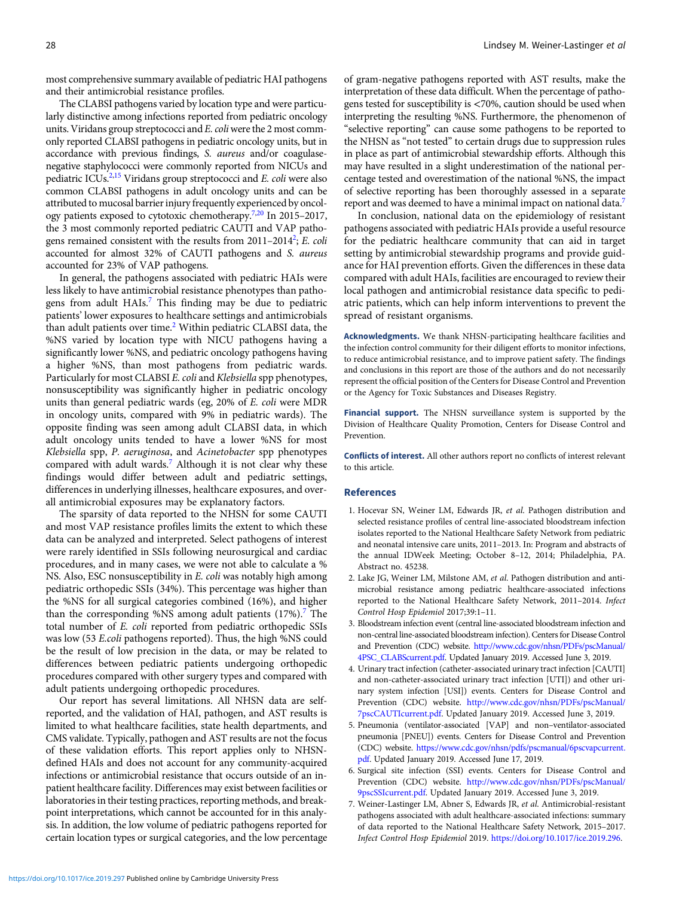most comprehensive summary available of pediatric HAI pathogens and their antimicrobial resistance profiles.

The CLABSI pathogens varied by location type and were particularly distinctive among infections reported from pediatric oncology units. Viridans group streptococci and *E. coli* were the 2 most commonly reported CLABSI pathogens in pediatric oncology units, but in accordance with previous findings, *S. aureus* and/or coagulase-negative staphylococci were commonly reported from NICUs and pediatric ICUs.[2,15] Viridans group streptococci and *E. coli* were also common CLABSI pathogens in adult oncology units and can be attributed to mucosal barrier injury frequently experienced by oncology patients exposed to cytotoxic chemotherapy.[7,20] In 2015–2017, the 3 most commonly reported pediatric CAUTI and VAP pathogens remained consistent with the results from 2011–2014[2]; *E. coli* accounted for almost 32% of CAUTI pathogens and *S. aureus* accounted for 23% of VAP pathogens.

In general, the pathogens associated with pediatric HAIs were less likely to have antimicrobial resistance phenotypes than pathogens from adult HAIs.[7] This finding may be due to pediatric patients' lower exposures to healthcare settings and antimicrobials than adult patients over time.[2] Within pediatric CLABSI data, the %NS varied by location type with NICU pathogens having a significantly lower %NS, and pediatric oncology pathogens having a higher %NS, than most pathogens from pediatric wards. Particularly for most CLABSI *E. coli* and *Klebsiella* spp phenotypes, nonsusceptibility was significantly higher in pediatric oncology units than general pediatric wards (eg, 20% of *E. coli* were MDR in oncology units, compared with 9% in pediatric wards). The opposite finding was seen among adult CLABSI data, in which adult oncology units tended to have a lower %NS for most *Klebsiella* spp, *P. aeruginosa*, and *Acinetobacter* spp phenotypes compared with adult wards.[7] Although it is not clear why these findings would differ between adult and pediatric settings, differences in underlying illnesses, healthcare exposures, and overall antimicrobial exposures may be explanatory factors.

The sparsity of data reported to the NHSN for some CAUTI and most VAP resistance profiles limits the extent to which these data can be analyzed and interpreted. Select pathogens of interest were rarely identified in SSIs following neurosurgical and cardiac procedures, and in many cases, we were not able to calculate a %NS. Also, ESC nonsusceptibility in *E. coli* was notably high among pediatric orthopedic SSIs (34%). This percentage was higher than the %NS for all surgical categories combined (16%), and higher than the corresponding %NS among adult patients (17%).[7] The total number of *E. coli* reported from pediatric orthopedic SSIs was low (53 *E.coli* pathogens reported). Thus, the high %NS could be the result of low precision in the data, or may be related to differences between pediatric patients undergoing orthopedic procedures compared with other surgery types and compared with adult patients undergoing orthopedic procedures.

Our report has several limitations. All NHSN data are self-reported, and the validation of HAI, pathogen, and AST results is limited to what healthcare facilities, state health departments, and CMS validate. Typically, pathogen and AST results are not the focus of these validation efforts. This report applies only to NHSN-defined HAIs and does not account for any community-acquired infections or antimicrobial resistance that occurs outside of an in-patient healthcare facility. Differences may exist between facilities or laboratories in their testing practices, reporting methods, and breakpoint interpretations, which cannot be accounted for in this analysis. In addition, the low volume of pediatric pathogens reported for certain location types or surgical categories, and the low percentage of gram-negative pathogens reported with AST results, make the interpretation of these data difficult. When the percentage of pathogens tested for susceptibility is <70%, caution should be used when interpreting the resulting %NS. Furthermore, the phenomenon of "selective reporting" can cause some pathogens to be reported to the NHSN as "not tested" to certain drugs due to suppression rules in place as part of antimicrobial stewardship efforts. Although this may have resulted in a slight underestimation of the national percentage tested and overestimation of the national %NS, the impact of selective reporting has been thoroughly assessed in a separate report and was deemed to have a minimal impact on national data.[7]

In conclusion, national data on the epidemiology of resistant pathogens associated with pediatric HAIs provide a useful resource for the pediatric healthcare community that can aid in target setting by antimicrobial stewardship programs and provide guidance for HAI prevention efforts. Given the differences in these data compared with adult HAIs, facilities are encouraged to review their local pathogen and antimicrobial resistance data specific to pediatric patients, which can help inform interventions to prevent the spread of resistant organisms.

**Acknowledgments.** We thank NHSN-participating healthcare facilities and the infection control community for their diligent efforts to monitor infections, to reduce antimicrobial resistance, and to improve patient safety. The findings and conclusions in this report are those of the authors and do not necessarily represent the official position of the Centers for Disease Control and Prevention or the Agency for Toxic Substances and Diseases Registry.

**Financial support.** The NHSN surveillance system is supported by the Division of Healthcare Quality Promotion, Centers for Disease Control and Prevention.

**Conflicts of interest.** All other authors report no conflicts of interest relevant to this article.

## References

1. Hocevar SN, Weiner LM, Edwards JR, *et al*. Pathogen distribution and selected resistance profiles of central line-associated bloodstream infection isolates reported to the National Healthcare Safety Network from pediatric and neonatal intensive care units, 2011–2013. In: Program and abstracts of the annual IDWeek Meeting; October 8–12, 2014; Philadelphia, PA. Abstract no. 45238.
2. Lake JG, Weiner LM, Milstone AM, *et al*. Pathogen distribution and antimicrobial resistance among pediatric healthcare-associated infections reported to the National Healthcare Safety Network, 2011–2014. *Infect Control Hosp Epidemiol* 2017;39:1–11.
3. Bloodstream infection event (central line-associated bloodstream infection and non-central line-associated bloodstream infection). Centers for Disease Control and Prevention (CDC) website. http://www.cdc.gov/nhsn/PDFs/pscManual/4PSC_CLABScurrent.pdf. Updated January 2019. Accessed June 3, 2019.
4. Urinary tract infection (catheter-associated urinary tract infection [CAUTI] and non-catheter-associated urinary tract infection [UTI]) and other urinary system infection [USI]) events. Centers for Disease Control and Prevention (CDC) website. http://www.cdc.gov/nhsn/PDFs/pscManual/7pscCAUTIcurrent.pdf. Updated January 2019. Accessed June 3, 2019.
5. Pneumonia (ventilator-associated [VAP] and non–ventilator-associated pneumonia [PNEU]) events. Centers for Disease Control and Prevention (CDC) website. https://www.cdc.gov/nhsn/pdfs/pscmanual/6pscvapcurrent.pdf. Updated January 2019. Accessed June 17, 2019.
6. Surgical site infection (SSI) events. Centers for Disease Control and Prevention (CDC) website. http://www.cdc.gov/nhsn/PDFs/pscManual/9pscSSIcurrent.pdf. Updated January 2019. Accessed June 3, 2019.
7. Weiner-Lastinger LM, Abner S, Edwards JR, *et al*. Antimicrobial-resistant pathogens associated with adult healthcare-associated infections: summary of data reported to the National Healthcare Safety Network, 2015–2017. *Infect Control Hosp Epidemiol* 2019. https://doi.org/10.1017/ice.2019.296.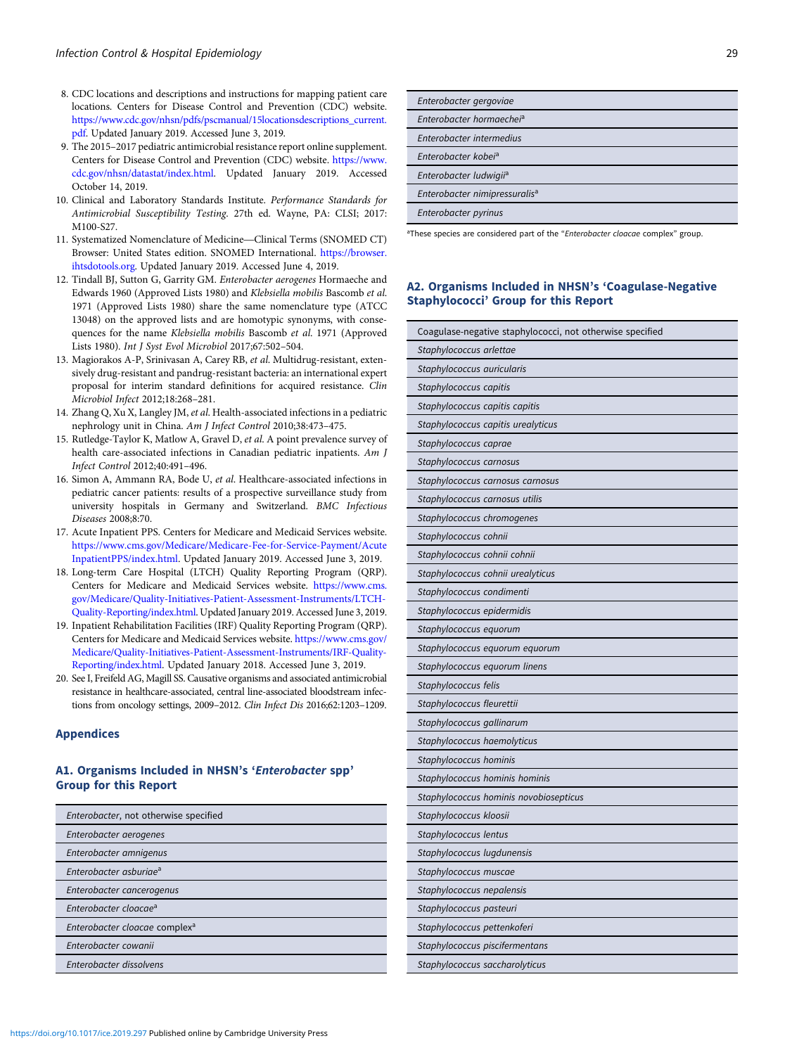8. CDC locations and descriptions and instructions for mapping patient care locations. Centers for Disease Control and Prevention (CDC) website. https://www.cdc.gov/nhsn/pdfs/pscmanual/15locationsdescriptions_current.pdf. Updated January 2019. Accessed June 3, 2019.
9. The 2015–2017 pediatric antimicrobial resistance report online supplement. Centers for Disease Control and Prevention (CDC) website. https://www.cdc.gov/nhsn/datastat/index.html. Updated January 2019. Accessed October 14, 2019.
10. Clinical and Laboratory Standards Institute. *Performance Standards for Antimicrobial Susceptibility Testing*. 27th ed. Wayne, PA: CLSI; 2017: M100-S27.
11. Systematized Nomenclature of Medicine—Clinical Terms (SNOMED CT) Browser: United States edition. SNOMED International. https://browser.ihtsdotools.org. Updated January 2019. Accessed June 4, 2019.
12. Tindall BJ, Sutton G, Garrity GM. *Enterobacter aerogenes* Hormaeche and Edwards 1960 (Approved Lists 1980) and *Klebsiella mobilis* Bascomb *et al.* 1971 (Approved Lists 1980) share the same nomenclature type (ATCC 13048) on the approved lists and are homotypic synonyms, with consequences for the name *Klebsiella mobilis* Bascomb *et al.* 1971 (Approved Lists 1980). *Int J Syst Evol Microbiol* 2017;67:502–504.
13. Magiorakos A-P, Srinivasan A, Carey RB, *et al.* Multidrug-resistant, extensively drug-resistant and pandrug-resistant bacteria: an international expert proposal for interim standard definitions for acquired resistance. *Clin Microbiol Infect* 2012;18:268–281.
14. Zhang Q, Xu X, Langley JM, *et al.* Health-associated infections in a pediatric nephrology unit in China. *Am J Infect Control* 2010;38:473–475.
15. Rutledge-Taylor K, Matlow A, Gravel D, *et al.* A point prevalence survey of health care-associated infections in Canadian pediatric inpatients. *Am J Infect Control* 2012;40:491–496.
16. Simon A, Ammann RA, Bode U, *et al.* Healthcare-associated infections in pediatric cancer patients: results of a prospective surveillance study from university hospitals in Germany and Switzerland. *BMC Infectious Diseases* 2008;8:70.
17. Acute Inpatient PPS. Centers for Medicare and Medicaid Services website. https://www.cms.gov/Medicare/Medicare-Fee-for-Service-Payment/AcuteInpatientPPS/index.html. Updated January 2019. Accessed June 3, 2019.
18. Long-term Care Hospital (LTCH) Quality Reporting Program (QRP). Centers for Medicare and Medicaid Services website. https://www.cms.gov/Medicare/Quality-Initiatives-Patient-Assessment-Instruments/LTCH-Quality-Reporting/index.html. Updated January 2019. Accessed June 3, 2019.
19. Inpatient Rehabilitation Facilities (IRF) Quality Reporting Program (QRP). Centers for Medicare and Medicaid Services website. https://www.cms.gov/Medicare/Quality-Initiatives-Patient-Assessment-Instruments/IRF-Quality-Reporting/index.html. Updated January 2018. Accessed June 3, 2019.
20. See I, Freifeld AG, Magill SS. Causative organisms and associated antimicrobial resistance in healthcare-associated, central line-associated bloodstream infections from oncology settings, 2009–2012. *Clin Infect Dis* 2016;62:1203–1209.

## Appendices

### A1. Organisms Included in NHSN's '*Enterobacter* spp' Group for this Report

| |
|---|
| *Enterobacter*, not otherwise specified |
| *Enterobacter aerogenes* |
| *Enterobacter amnigenus* |
| *Enterobacter asburiae*[a] |
| *Enterobacter cancerogenus* |
| *Enterobacter cloacae*[a] |
| *Enterobacter cloacae* complex[a] |
| *Enterobacter cowanii* |
| *Enterobacter dissolvens* |
| *Enterobacter gergoviae* |
| *Enterobacter hormaechei*[a] |
| *Enterobacter intermedius* |
| *Enterobacter kobei*[a] |
| *Enterobacter ludwigii*[a] |
| *Enterobacter nimipressuralis*[a] |
| *Enterobacter pyrinus* |

[a]These species are considered part of the "*Enterobacter cloacae* complex" group.

### A2. Organisms Included in NHSN's 'Coagulase-Negative Staphylococci' Group for this Report

| |
|---|
| Coagulase-negative staphylococci, not otherwise specified |
| *Staphylococcus arlettae* |
| *Staphylococcus auricularis* |
| *Staphylococcus capitis* |
| *Staphylococcus capitis capitis* |
| *Staphylococcus capitis urealyticus* |
| *Staphylococcus caprae* |
| *Staphylococcus carnosus* |
| *Staphylococcus carnosus carnosus* |
| *Staphylococcus carnosus utilis* |
| *Staphylococcus chromogenes* |
| *Staphylococcus cohnii* |
| *Staphylococcus cohnii cohnii* |
| *Staphylococcus cohnii urealyticus* |
| *Staphylococcus condimenti* |
| *Staphylococcus epidermidis* |
| *Staphylococcus equorum* |
| *Staphylococcus equorum equorum* |
| *Staphylococcus equorum linens* |
| *Staphylococcus felis* |
| *Staphylococcus fleurettii* |
| *Staphylococcus gallinarum* |
| *Staphylococcus haemolyticus* |
| *Staphylococcus hominis* |
| *Staphylococcus hominis hominis* |
| *Staphylococcus hominis novobiosepticus* |
| *Staphylococcus kloosii* |
| *Staphylococcus lentus* |
| *Staphylococcus lugdunensis* |
| *Staphylococcus muscae* |
| *Staphylococcus nepalensis* |
| *Staphylococcus pasteuri* |
| *Staphylococcus pettenkoferi* |
| *Staphylococcus piscifermentans* |
| *Staphylococcus saccharolyticus* |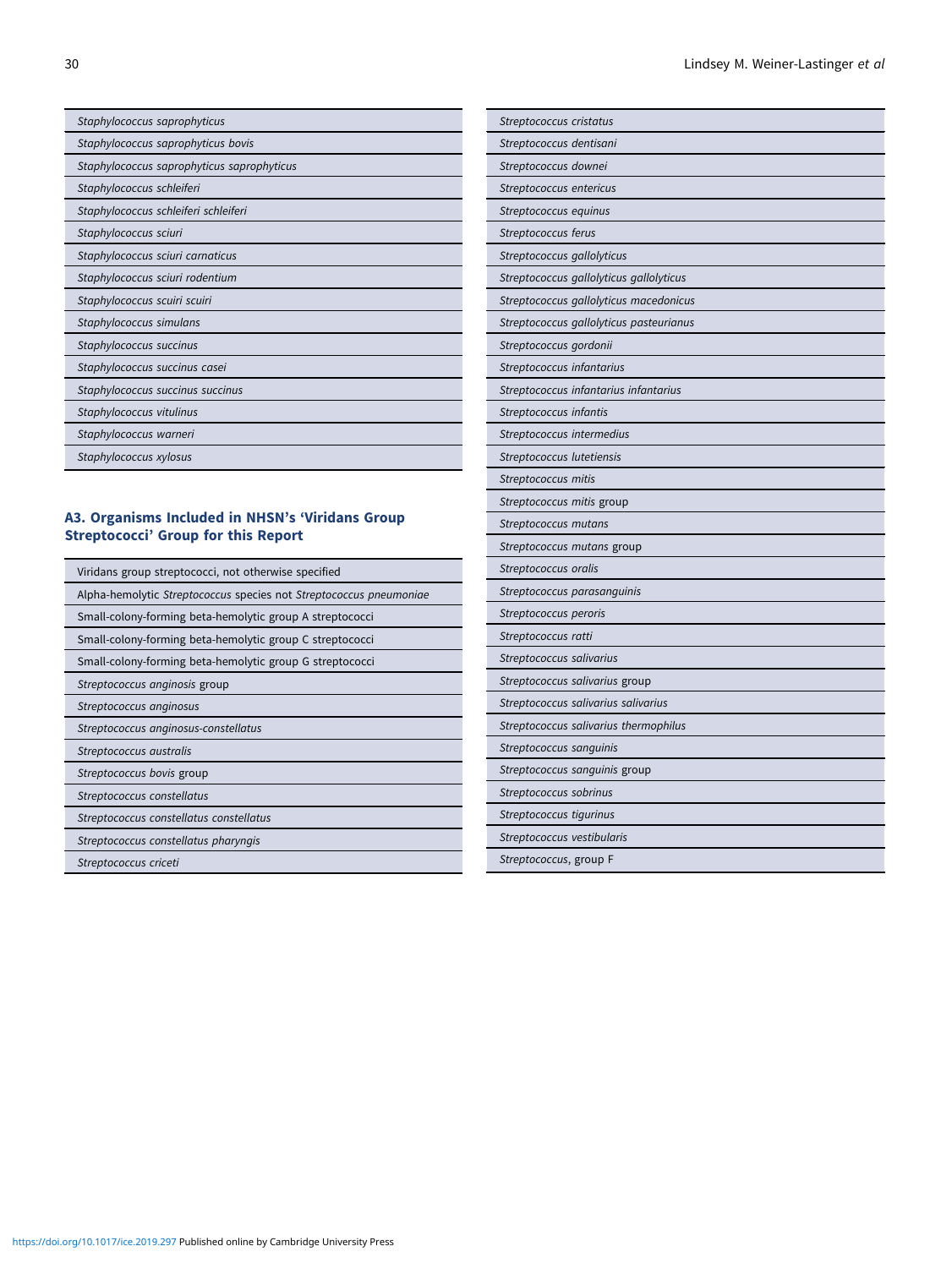| |
|---|
| *Staphylococcus saprophyticus* |
| *Staphylococcus saprophyticus bovis* |
| *Staphylococcus saprophyticus saprophyticus* |
| *Staphylococcus schleiferi* |
| *Staphylococcus schleiferi schleiferi* |
| *Staphylococcus sciuri* |
| *Staphylococcus sciuri carnaticus* |
| *Staphylococcus sciuri rodentium* |
| *Staphylococcus scuiri scuiri* |
| *Staphylococcus simulans* |
| *Staphylococcus succinus* |
| *Staphylococcus succinus casei* |
| *Staphylococcus succinus succinus* |
| *Staphylococcus vitulinus* |
| *Staphylococcus warneri* |
| *Staphylococcus xylosus* |

### A3. Organisms Included in NHSN's 'Viridans Group Streptococci' Group for this Report

| |
|---|
| Viridans group streptococci, not otherwise specified |
| Alpha-hemolytic *Streptococcus* species not *Streptococcus pneumoniae* |
| Small-colony-forming beta-hemolytic group A streptococci |
| Small-colony-forming beta-hemolytic group C streptococci |
| Small-colony-forming beta-hemolytic group G streptococci |
| *Streptococcus anginosis* group |
| *Streptococcus anginosus* |
| *Streptococcus anginosus-constellatus* |
| *Streptococcus australis* |
| *Streptococcus bovis* group |
| *Streptococcus constellatus* |
| *Streptococcus constellatus constellatus* |
| *Streptococcus constellatus pharyngis* |
| *Streptococcus criceti* |
| *Streptococcus cristatus* |
| *Streptococcus dentisani* |
| *Streptococcus downei* |
| *Streptococcus entericus* |
| *Streptococcus equinus* |
| *Streptococcus ferus* |
| *Streptococcus gallolyticus* |
| *Streptococcus gallolyticus gallolyticus* |
| *Streptococcus gallolyticus macedonicus* |
| *Streptococcus gallolyticus pasteurianus* |
| *Streptococcus gordonii* |
| *Streptococcus infantarius* |
| *Streptococcus infantarius infantarius* |
| *Streptococcus infantis* |
| *Streptococcus intermedius* |
| *Streptococcus lutetiensis* |
| *Streptococcus mitis* |
| *Streptococcus mitis* group |
| *Streptococcus mutans* |
| *Streptococcus mutans* group |
| *Streptococcus oralis* |
| *Streptococcus parasanguinis* |
| *Streptococcus peroris* |
| *Streptococcus ratti* |
| *Streptococcus salivarius* |
| *Streptococcus salivarius* group |
| *Streptococcus salivarius salivarius* |
| *Streptococcus salivarius thermophilus* |
| *Streptococcus sanguinis* |
| *Streptococcus sanguinis* group |
| *Streptococcus sobrinus* |
| *Streptococcus tigurinus* |
| *Streptococcus vestibularis* |
| *Streptococcus*, group F |